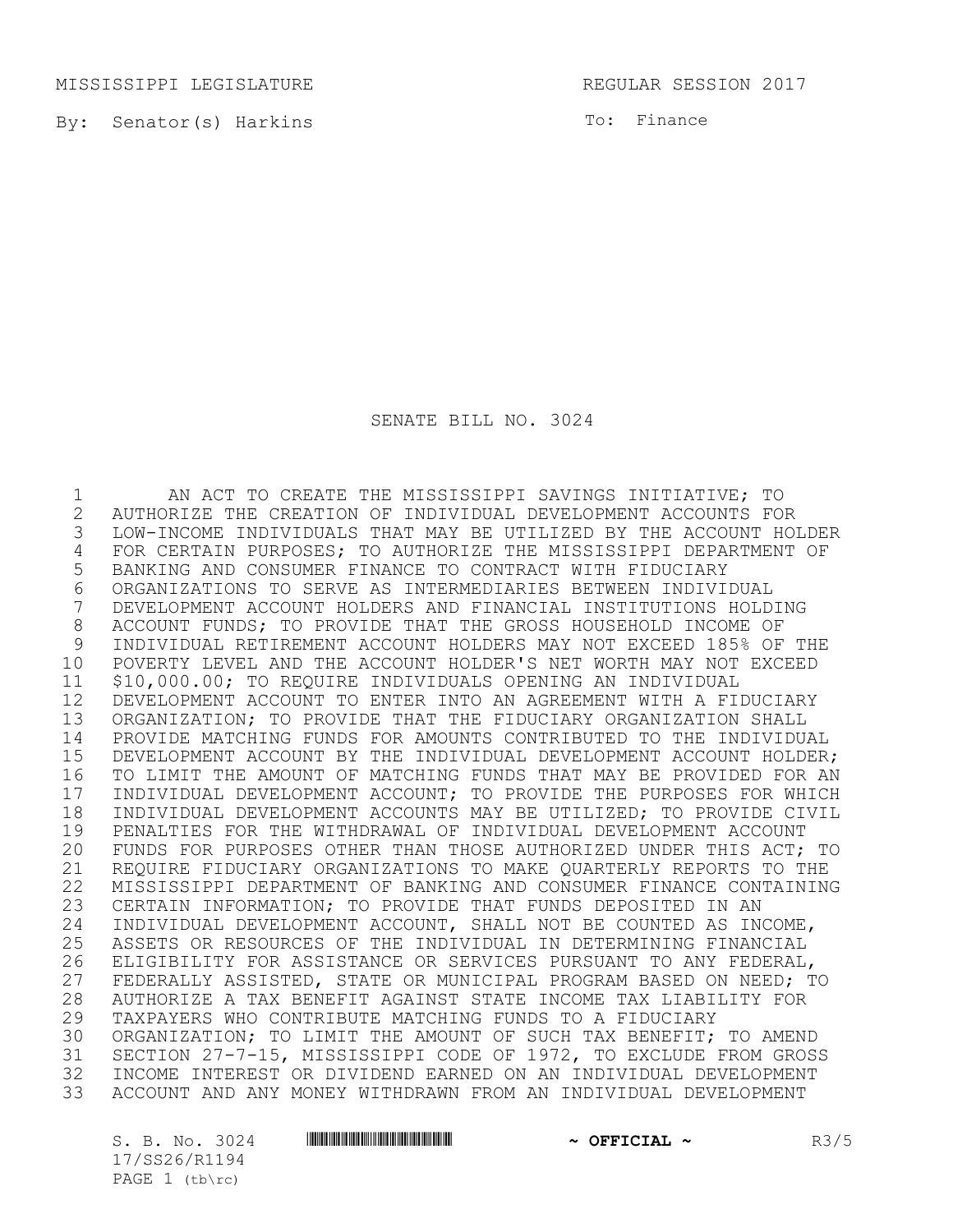MISSISSIPPI LEGISLATURE REGULAR SESSION 2017

By: Senator(s) Harkins

To: Finance

# SENATE BILL NO. 3024

AN ACT TO CREATE THE MISSISSIPPI SAVINGS INITIATIVE; TO AUTHORIZE THE CREATION OF INDIVIDUAL DEVELOPMENT ACCOUNTS FOR LOW-INCOME INDIVIDUALS THAT MAY BE UTILIZED BY THE ACCOUNT HOLDER FOR CERTAIN PURPOSES; TO AUTHORIZE THE MISSISSIPPI DEPARTMENT OF BANKING AND CONSUMER FINANCE TO CONTRACT WITH FIDUCIARY ORGANIZATIONS TO SERVE AS INTERMEDIARIES BETWEEN INDIVIDUAL DEVELOPMENT ACCOUNT HOLDERS AND FINANCIAL INSTITUTIONS HOLDING ACCOUNT FUNDS; TO PROVIDE THAT THE GROSS HOUSEHOLD INCOME OF INDIVIDUAL RETIREMENT ACCOUNT HOLDERS MAY NOT EXCEED 185% OF THE POVERTY LEVEL AND THE ACCOUNT HOLDER'S NET WORTH MAY NOT EXCEED $10,000.00; TO REQUIRE INDIVIDUALS OPENING AN INDIVIDUAL DEVELOPMENT ACCOUNT TO ENTER INTO AN AGREEMENT WITH A FIDUCIARY ORGANIZATION; TO PROVIDE THAT THE FIDUCIARY ORGANIZATION SHALL PROVIDE MATCHING FUNDS FOR AMOUNTS CONTRIBUTED TO THE INDIVIDUAL DEVELOPMENT ACCOUNT BY THE INDIVIDUAL DEVELOPMENT ACCOUNT HOLDER; TO LIMIT THE AMOUNT OF MATCHING FUNDS THAT MAY BE PROVIDED FOR AN INDIVIDUAL DEVELOPMENT ACCOUNT; TO PROVIDE THE PURPOSES FOR WHICH INDIVIDUAL DEVELOPMENT ACCOUNTS MAY BE UTILIZED; TO PROVIDE CIVIL PENALTIES FOR THE WITHDRAWAL OF INDIVIDUAL DEVELOPMENT ACCOUNT FUNDS FOR PURPOSES OTHER THAN THOSE AUTHORIZED UNDER THIS ACT; TO REQUIRE FIDUCIARY ORGANIZATIONS TO MAKE QUARTERLY REPORTS TO THE MISSISSIPPI DEPARTMENT OF BANKING AND CONSUMER FINANCE CONTAINING CERTAIN INFORMATION; TO PROVIDE THAT FUNDS DEPOSITED IN AN INDIVIDUAL DEVELOPMENT ACCOUNT, SHALL NOT BE COUNTED AS INCOME, ASSETS OR RESOURCES OF THE INDIVIDUAL IN DETERMINING FINANCIAL ELIGIBILITY FOR ASSISTANCE OR SERVICES PURSUANT TO ANY FEDERAL, FEDERALLY ASSISTED, STATE OR MUNICIPAL PROGRAM BASED ON NEED; TO AUTHORIZE A TAX BENEFIT AGAINST STATE INCOME TAX LIABILITY FOR TAXPAYERS WHO CONTRIBUTE MATCHING FUNDS TO A FIDUCIARY ORGANIZATION; TO LIMIT THE AMOUNT OF SUCH TAX BENEFIT; TO AMEND SECTION 27-7-15, MISSISSIPPI CODE OF 1972, TO EXCLUDE FROM GROSS INCOME INTEREST OR DIVIDEND EARNED ON AN INDIVIDUAL DEVELOPMENT ACCOUNT AND ANY MONEY WITHDRAWN FROM AN INDIVIDUAL DEVELOPMENT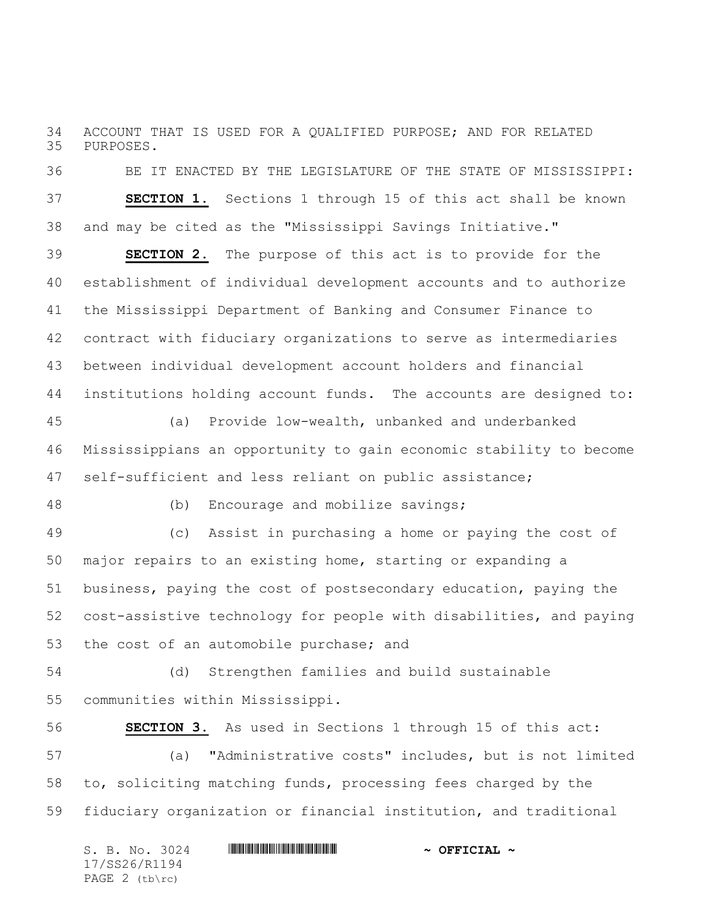ACCOUNT THAT IS USED FOR A QUALIFIED PURPOSE; AND FOR RELATED PURPOSES.

BE IT ENACTED BY THE LEGISLATURE OF THE STATE OF MISSISSIPPI:

**SECTION 1.** Sections 1 through 15 of this act shall be known and may be cited as the "Mississippi Savings Initiative."

**SECTION 2.** The purpose of this act is to provide for the establishment of individual development accounts and to authorize the Mississippi Department of Banking and Consumer Finance to contract with fiduciary organizations to serve as intermediaries between individual development account holders and financial institutions holding account funds. The accounts are designed to:

(a) Provide low-wealth, unbanked and underbanked Mississippians an opportunity to gain economic stability to become self-sufficient and less reliant on public assistance;

(b) Encourage and mobilize savings;

(c) Assist in purchasing a home or paying the cost of major repairs to an existing home, starting or expanding a business, paying the cost of postsecondary education, paying the cost-assistive technology for people with disabilities, and paying the cost of an automobile purchase; and

(d) Strengthen families and build sustainable communities within Mississippi.

**SECTION 3.** As used in Sections 1 through 15 of this act:

(a) "Administrative costs" includes, but is not limited to, soliciting matching funds, processing fees charged by the fiduciary organization or financial institution, and traditional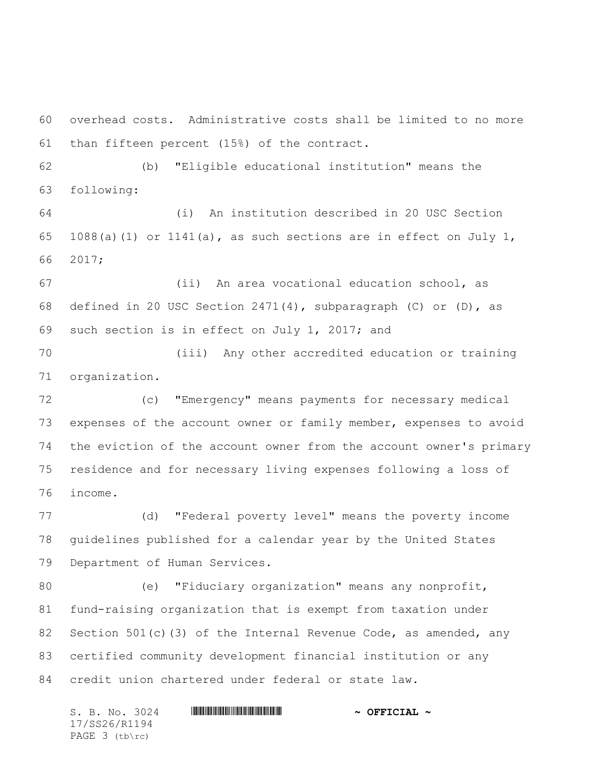overhead costs. Administrative costs shall be limited to no more than fifteen percent (15%) of the contract.

(b) "Eligible educational institution" means the following:

(i) An institution described in 20 USC Section 1088(a)(1) or 1141(a), as such sections are in effect on July 1, 2017;

(ii) An area vocational education school, as defined in 20 USC Section 2471(4), subparagraph (C) or (D), as such section is in effect on July 1, 2017; and

(iii) Any other accredited education or training organization.

(c) "Emergency" means payments for necessary medical expenses of the account owner or family member, expenses to avoid the eviction of the account owner from the account owner's primary residence and for necessary living expenses following a loss of income.

(d) "Federal poverty level" means the poverty income guidelines published for a calendar year by the United States Department of Human Services.

(e) "Fiduciary organization" means any nonprofit, fund-raising organization that is exempt from taxation under Section 501(c)(3) of the Internal Revenue Code, as amended, any certified community development financial institution or any credit union chartered under federal or state law.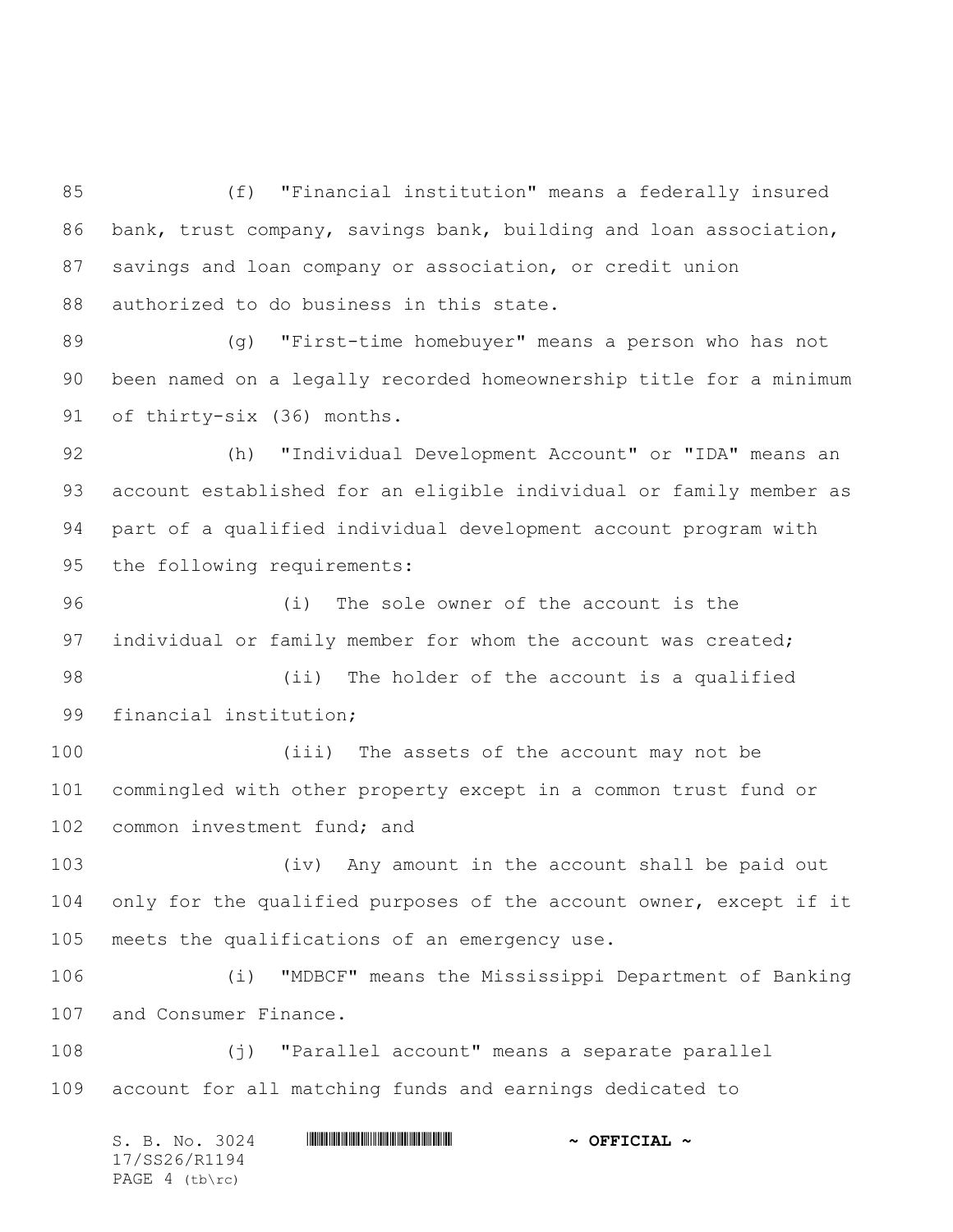(f) "Financial institution" means a federally insured bank, trust company, savings bank, building and loan association, savings and loan company or association, or credit union authorized to do business in this state.

(g) "First-time homebuyer" means a person who has not been named on a legally recorded homeownership title for a minimum of thirty-six (36) months.

(h) "Individual Development Account" or "IDA" means an account established for an eligible individual or family member as part of a qualified individual development account program with the following requirements:

(i) The sole owner of the account is the individual or family member for whom the account was created;

(ii) The holder of the account is a qualified financial institution;

(iii) The assets of the account may not be commingled with other property except in a common trust fund or common investment fund; and

(iv) Any amount in the account shall be paid out only for the qualified purposes of the account owner, except if it meets the qualifications of an emergency use.

(i) "MDBCF" means the Mississippi Department of Banking and Consumer Finance.

(j) "Parallel account" means a separate parallel account for all matching funds and earnings dedicated to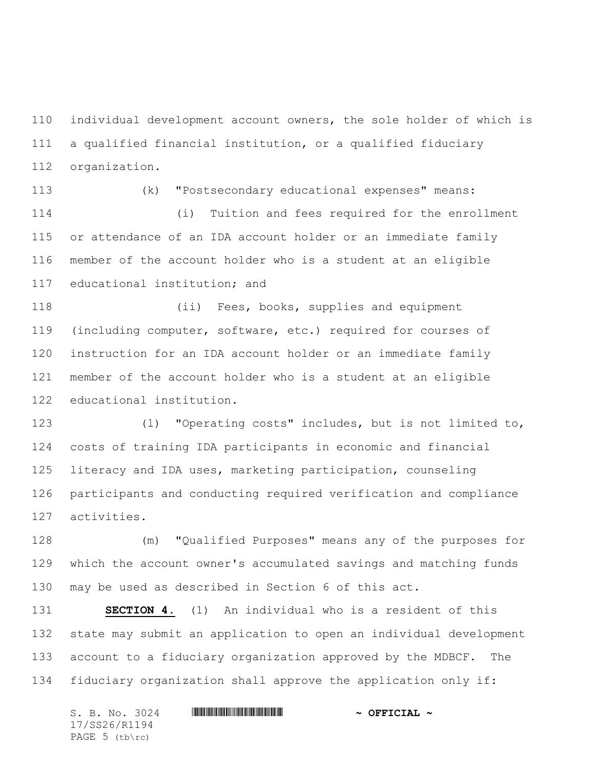individual development account owners, the sole holder of which is a qualified financial institution, or a qualified fiduciary organization.

(k) "Postsecondary educational expenses" means:

(i) Tuition and fees required for the enrollment or attendance of an IDA account holder or an immediate family member of the account holder who is a student at an eligible educational institution; and

(ii) Fees, books, supplies and equipment (including computer, software, etc.) required for courses of instruction for an IDA account holder or an immediate family member of the account holder who is a student at an eligible educational institution.

(l) "Operating costs" includes, but is not limited to, costs of training IDA participants in economic and financial literacy and IDA uses, marketing participation, counseling participants and conducting required verification and compliance activities.

(m) "Qualified Purposes" means any of the purposes for which the account owner's accumulated savings and matching funds may be used as described in Section 6 of this act.

**SECTION 4.** (1) An individual who is a resident of this state may submit an application to open an individual development account to a fiduciary organization approved by the MDBCF. The fiduciary organization shall approve the application only if: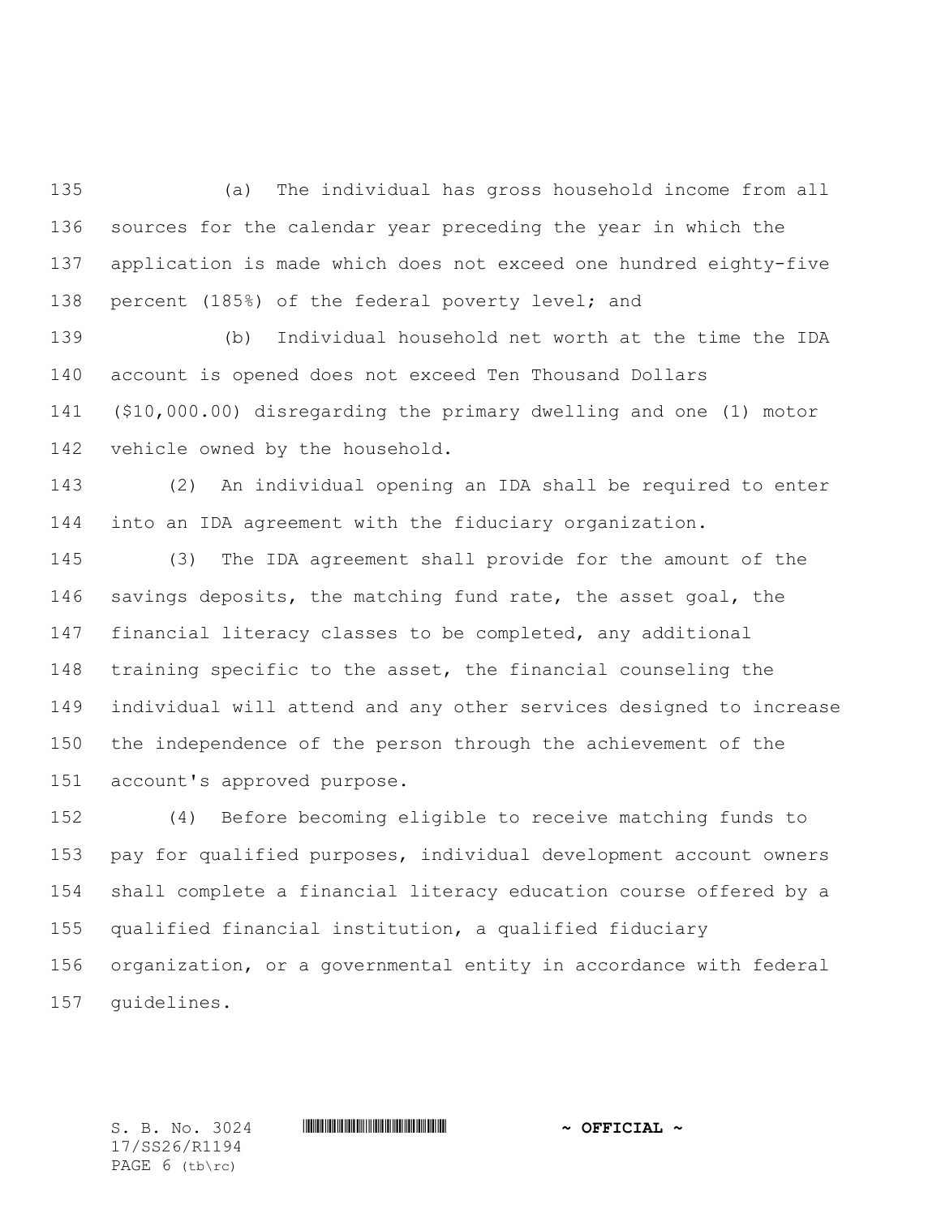(a) The individual has gross household income from all sources for the calendar year preceding the year in which the application is made which does not exceed one hundred eighty-five percent (185%) of the federal poverty level; and

(b) Individual household net worth at the time the IDA account is opened does not exceed Ten Thousand Dollars ($10,000.00) disregarding the primary dwelling and one (1) motor vehicle owned by the household.

(2) An individual opening an IDA shall be required to enter into an IDA agreement with the fiduciary organization.

(3) The IDA agreement shall provide for the amount of the savings deposits, the matching fund rate, the asset goal, the financial literacy classes to be completed, any additional training specific to the asset, the financial counseling the individual will attend and any other services designed to increase the independence of the person through the achievement of the account's approved purpose.

(4) Before becoming eligible to receive matching funds to pay for qualified purposes, individual development account owners shall complete a financial literacy education course offered by a qualified financial institution, a qualified fiduciary organization, or a governmental entity in accordance with federal guidelines.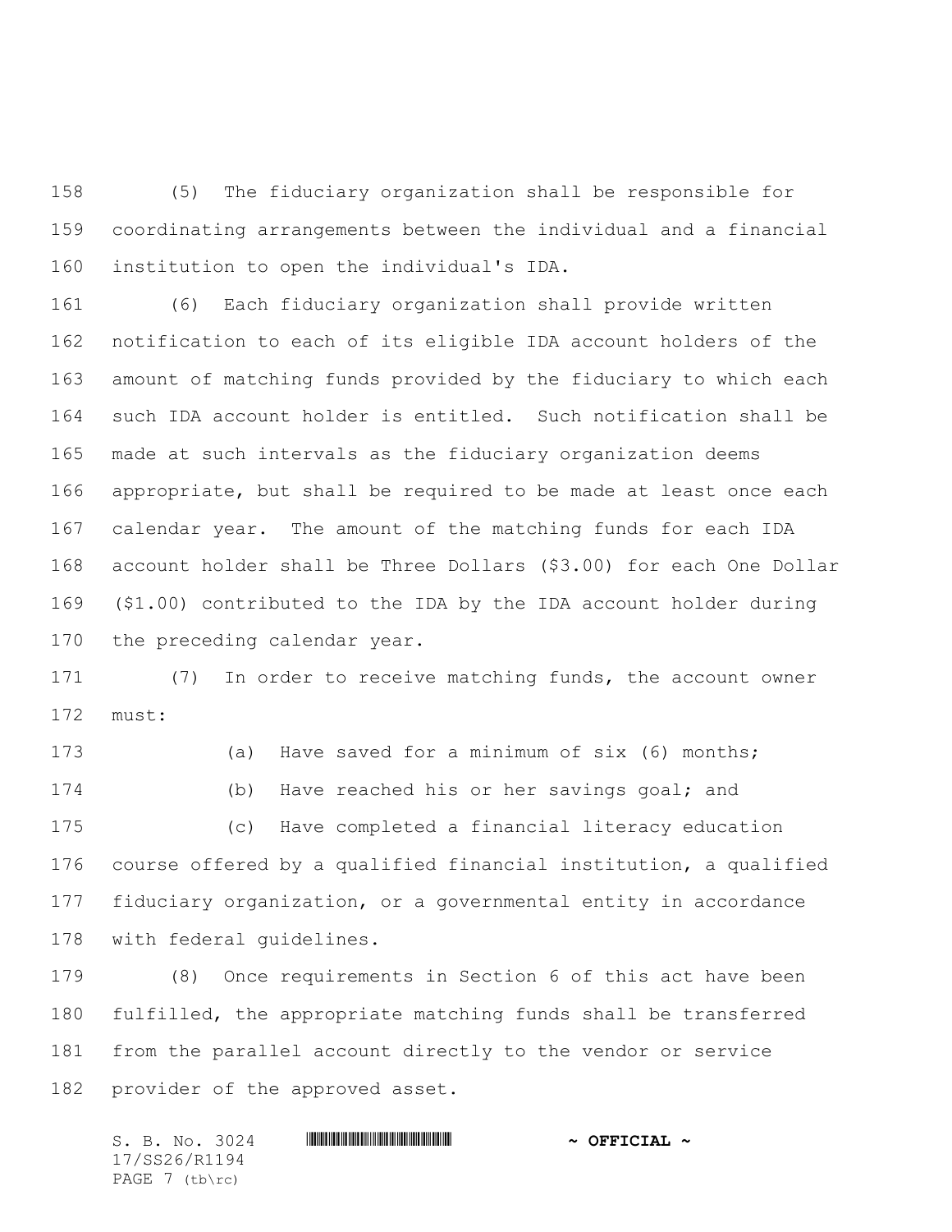(5) The fiduciary organization shall be responsible for coordinating arrangements between the individual and a financial institution to open the individual's IDA.

(6) Each fiduciary organization shall provide written notification to each of its eligible IDA account holders of the amount of matching funds provided by the fiduciary to which each such IDA account holder is entitled. Such notification shall be made at such intervals as the fiduciary organization deems appropriate, but shall be required to be made at least once each calendar year. The amount of the matching funds for each IDA account holder shall be Three Dollars ($3.00) for each One Dollar ($1.00) contributed to the IDA by the IDA account holder during the preceding calendar year.

(7) In order to receive matching funds, the account owner must:

(a) Have saved for a minimum of six (6) months;

(b) Have reached his or her savings goal; and

(c) Have completed a financial literacy education course offered by a qualified financial institution, a qualified fiduciary organization, or a governmental entity in accordance with federal guidelines.

(8) Once requirements in Section 6 of this act have been fulfilled, the appropriate matching funds shall be transferred from the parallel account directly to the vendor or service provider of the approved asset.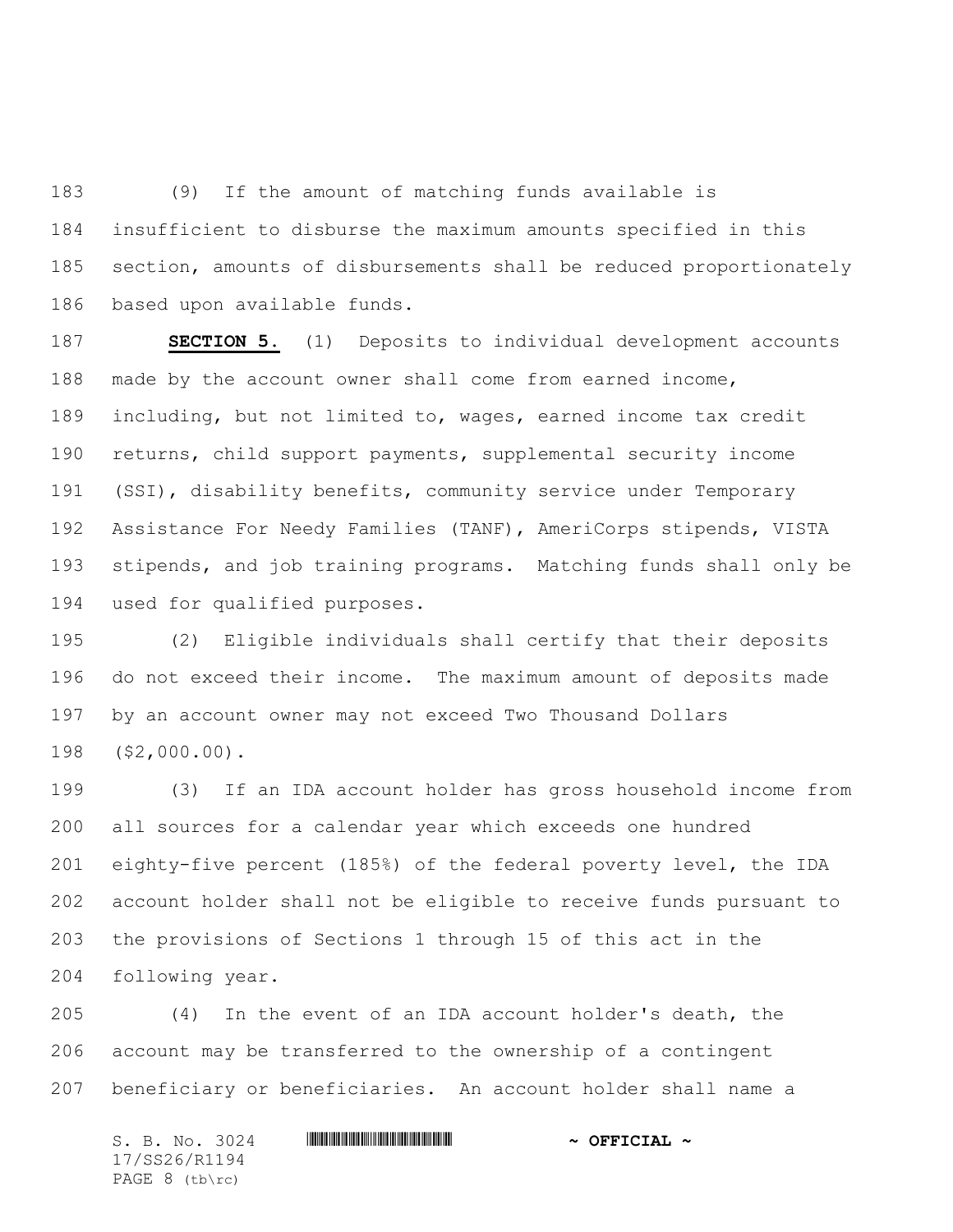(9) If the amount of matching funds available is insufficient to disburse the maximum amounts specified in this section, amounts of disbursements shall be reduced proportionately based upon available funds.

**SECTION 5.** (1) Deposits to individual development accounts made by the account owner shall come from earned income, including, but not limited to, wages, earned income tax credit returns, child support payments, supplemental security income (SSI), disability benefits, community service under Temporary Assistance For Needy Families (TANF), AmeriCorps stipends, VISTA stipends, and job training programs. Matching funds shall only be used for qualified purposes.

(2) Eligible individuals shall certify that their deposits do not exceed their income. The maximum amount of deposits made by an account owner may not exceed Two Thousand Dollars ($2,000.00).

(3) If an IDA account holder has gross household income from all sources for a calendar year which exceeds one hundred eighty-five percent (185%) of the federal poverty level, the IDA account holder shall not be eligible to receive funds pursuant to the provisions of Sections 1 through 15 of this act in the following year.

(4) In the event of an IDA account holder's death, the account may be transferred to the ownership of a contingent beneficiary or beneficiaries. An account holder shall name a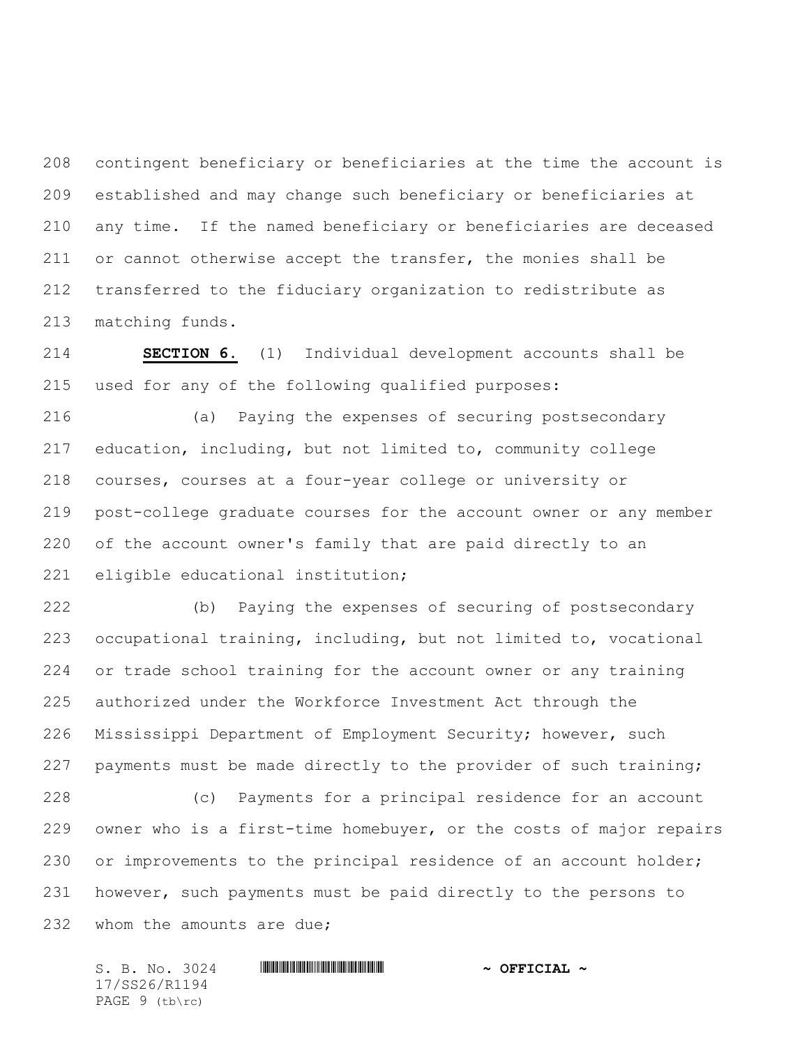contingent beneficiary or beneficiaries at the time the account is established and may change such beneficiary or beneficiaries at any time. If the named beneficiary or beneficiaries are deceased or cannot otherwise accept the transfer, the monies shall be transferred to the fiduciary organization to redistribute as matching funds.

**SECTION 6.** (1) Individual development accounts shall be used for any of the following qualified purposes:

(a) Paying the expenses of securing postsecondary education, including, but not limited to, community college courses, courses at a four-year college or university or post-college graduate courses for the account owner or any member of the account owner's family that are paid directly to an eligible educational institution;

(b) Paying the expenses of securing of postsecondary occupational training, including, but not limited to, vocational or trade school training for the account owner or any training authorized under the Workforce Investment Act through the Mississippi Department of Employment Security; however, such payments must be made directly to the provider of such training;

(c) Payments for a principal residence for an account owner who is a first-time homebuyer, or the costs of major repairs or improvements to the principal residence of an account holder; however, such payments must be paid directly to the persons to whom the amounts are due;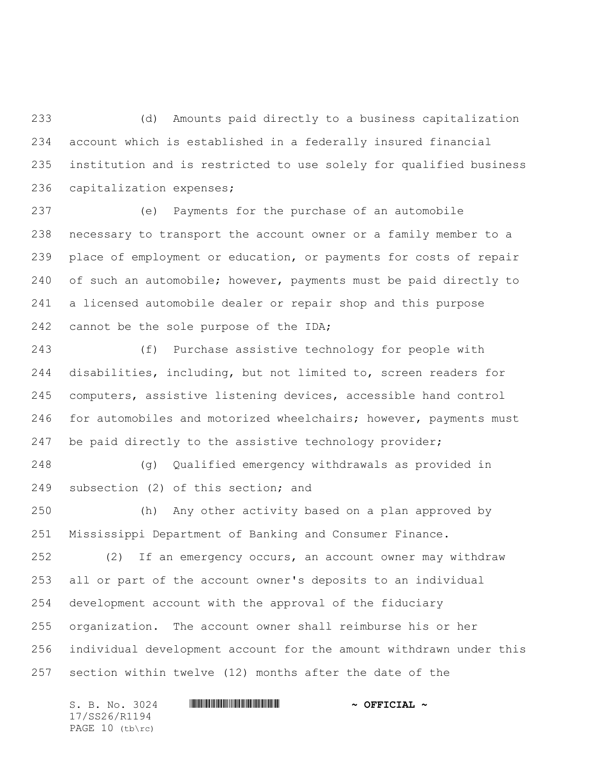(d) Amounts paid directly to a business capitalization account which is established in a federally insured financial institution and is restricted to use solely for qualified business capitalization expenses;

(e) Payments for the purchase of an automobile necessary to transport the account owner or a family member to a place of employment or education, or payments for costs of repair of such an automobile; however, payments must be paid directly to a licensed automobile dealer or repair shop and this purpose cannot be the sole purpose of the IDA;

(f) Purchase assistive technology for people with disabilities, including, but not limited to, screen readers for computers, assistive listening devices, accessible hand control for automobiles and motorized wheelchairs; however, payments must be paid directly to the assistive technology provider;

(g) Qualified emergency withdrawals as provided in subsection (2) of this section; and

(h) Any other activity based on a plan approved by Mississippi Department of Banking and Consumer Finance.

(2) If an emergency occurs, an account owner may withdraw all or part of the account owner's deposits to an individual development account with the approval of the fiduciary organization. The account owner shall reimburse his or her individual development account for the amount withdrawn under this section within twelve (12) months after the date of the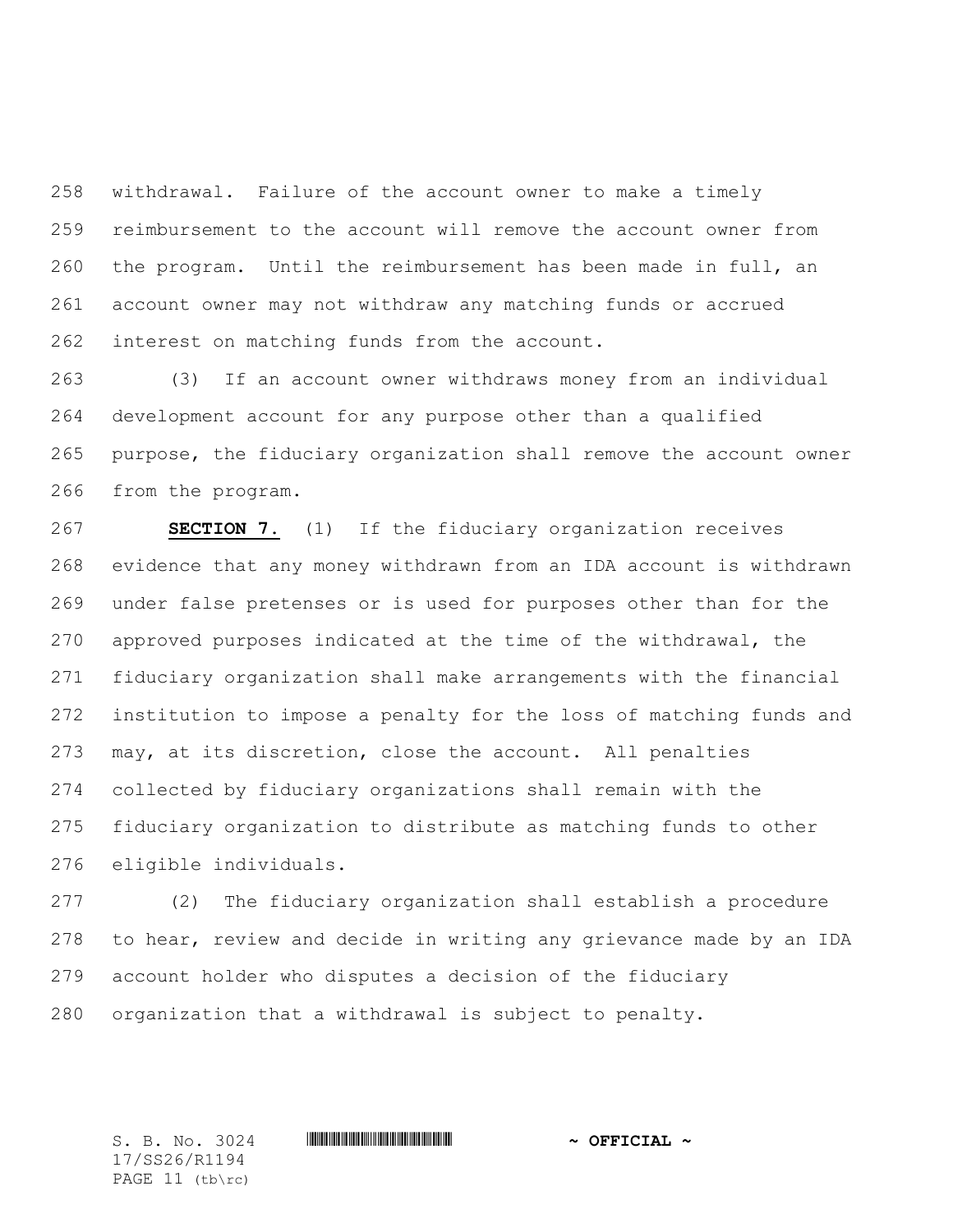withdrawal. Failure of the account owner to make a timely reimbursement to the account will remove the account owner from the program. Until the reimbursement has been made in full, an account owner may not withdraw any matching funds or accrued interest on matching funds from the account.

(3) If an account owner withdraws money from an individual development account for any purpose other than a qualified purpose, the fiduciary organization shall remove the account owner from the program.

**SECTION 7.** (1) If the fiduciary organization receives evidence that any money withdrawn from an IDA account is withdrawn under false pretenses or is used for purposes other than for the approved purposes indicated at the time of the withdrawal, the fiduciary organization shall make arrangements with the financial institution to impose a penalty for the loss of matching funds and may, at its discretion, close the account. All penalties collected by fiduciary organizations shall remain with the fiduciary organization to distribute as matching funds to other eligible individuals.

(2) The fiduciary organization shall establish a procedure to hear, review and decide in writing any grievance made by an IDA account holder who disputes a decision of the fiduciary organization that a withdrawal is subject to penalty.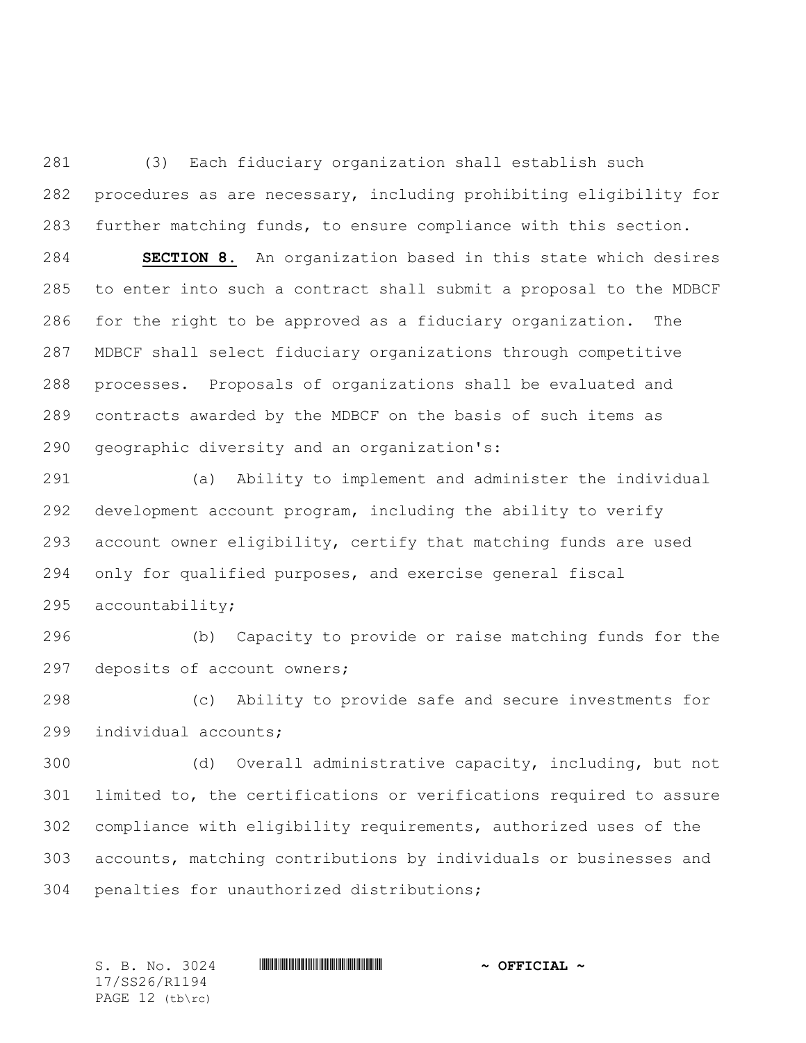(3) Each fiduciary organization shall establish such procedures as are necessary, including prohibiting eligibility for further matching funds, to ensure compliance with this section.

**SECTION 8.** An organization based in this state which desires to enter into such a contract shall submit a proposal to the MDBCF for the right to be approved as a fiduciary organization. The MDBCF shall select fiduciary organizations through competitive processes. Proposals of organizations shall be evaluated and contracts awarded by the MDBCF on the basis of such items as geographic diversity and an organization's:

(a) Ability to implement and administer the individual development account program, including the ability to verify account owner eligibility, certify that matching funds are used only for qualified purposes, and exercise general fiscal accountability;

(b) Capacity to provide or raise matching funds for the deposits of account owners;

(c) Ability to provide safe and secure investments for individual accounts;

(d) Overall administrative capacity, including, but not limited to, the certifications or verifications required to assure compliance with eligibility requirements, authorized uses of the accounts, matching contributions by individuals or businesses and penalties for unauthorized distributions;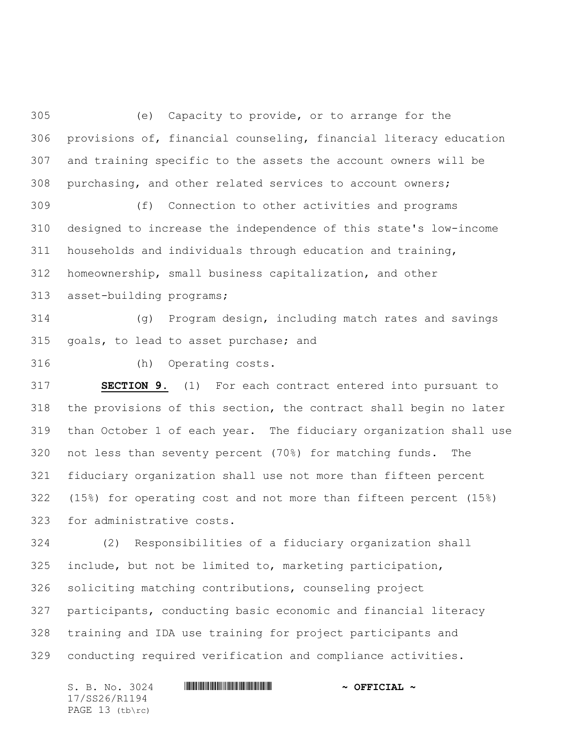(e) Capacity to provide, or to arrange for the provisions of, financial counseling, financial literacy education and training specific to the assets the account owners will be purchasing, and other related services to account owners;

(f) Connection to other activities and programs designed to increase the independence of this state's low-income households and individuals through education and training, homeownership, small business capitalization, and other asset-building programs;

(g) Program design, including match rates and savings goals, to lead to asset purchase; and

(h) Operating costs.

**SECTION 9.** (1) For each contract entered into pursuant to the provisions of this section, the contract shall begin no later than October 1 of each year. The fiduciary organization shall use not less than seventy percent (70%) for matching funds. The fiduciary organization shall use not more than fifteen percent (15%) for operating cost and not more than fifteen percent (15%) for administrative costs.

(2) Responsibilities of a fiduciary organization shall include, but not be limited to, marketing participation, soliciting matching contributions, counseling project participants, conducting basic economic and financial literacy training and IDA use training for project participants and conducting required verification and compliance activities.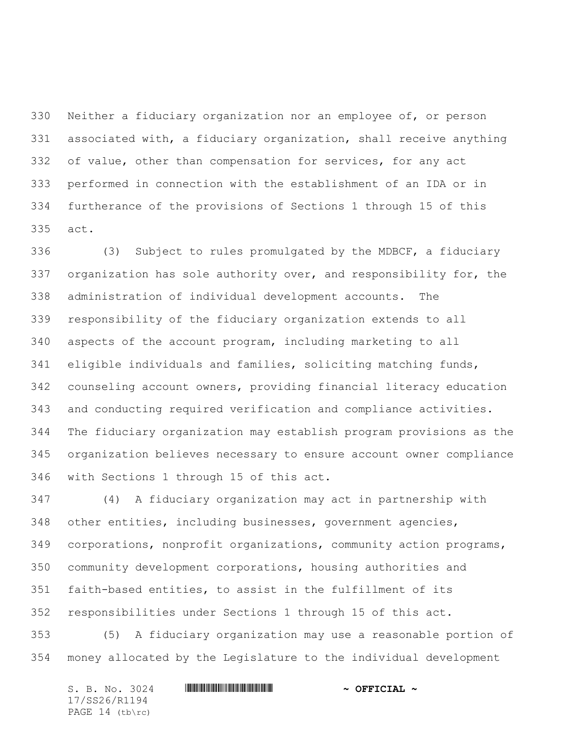Neither a fiduciary organization nor an employee of, or person associated with, a fiduciary organization, shall receive anything of value, other than compensation for services, for any act performed in connection with the establishment of an IDA or in furtherance of the provisions of Sections 1 through 15 of this act.

(3) Subject to rules promulgated by the MDBCF, a fiduciary organization has sole authority over, and responsibility for, the administration of individual development accounts. The responsibility of the fiduciary organization extends to all aspects of the account program, including marketing to all eligible individuals and families, soliciting matching funds, counseling account owners, providing financial literacy education and conducting required verification and compliance activities. The fiduciary organization may establish program provisions as the organization believes necessary to ensure account owner compliance with Sections 1 through 15 of this act.

(4) A fiduciary organization may act in partnership with other entities, including businesses, government agencies, corporations, nonprofit organizations, community action programs, community development corporations, housing authorities and faith-based entities, to assist in the fulfillment of its responsibilities under Sections 1 through 15 of this act.

(5) A fiduciary organization may use a reasonable portion of money allocated by the Legislature to the individual development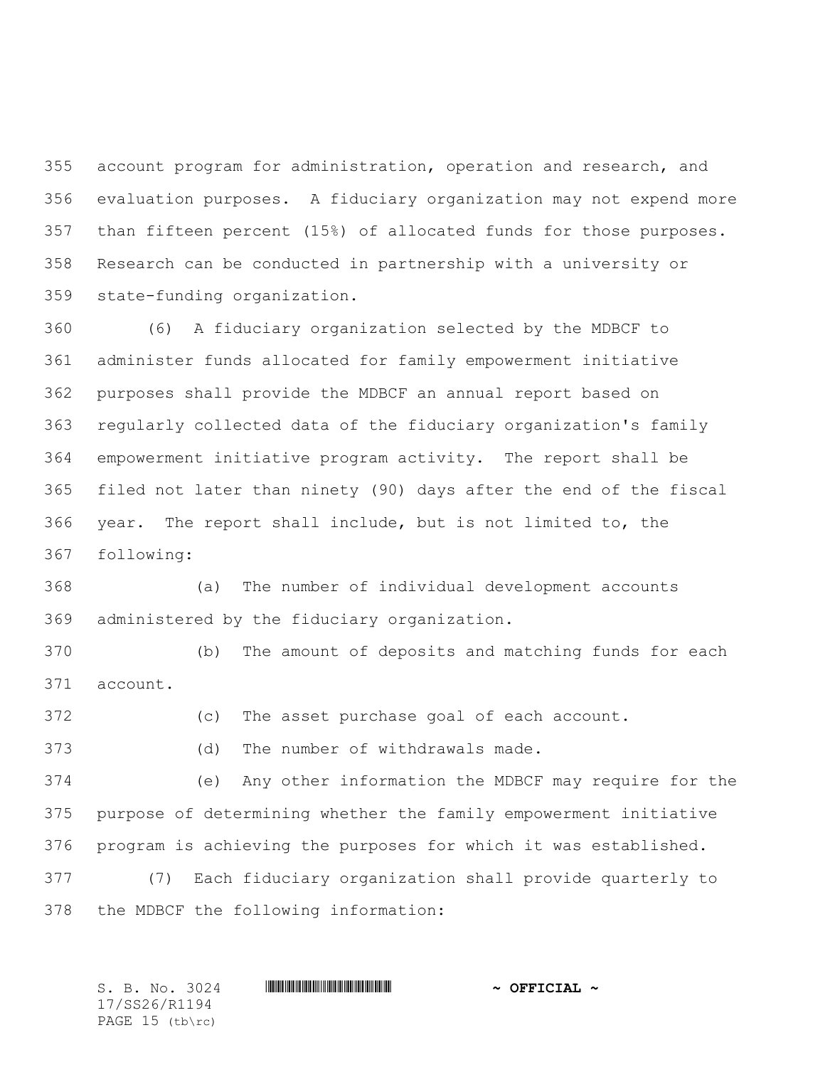account program for administration, operation and research, and evaluation purposes. A fiduciary organization may not expend more than fifteen percent (15%) of allocated funds for those purposes. Research can be conducted in partnership with a university or state-funding organization.

(6) A fiduciary organization selected by the MDBCF to administer funds allocated for family empowerment initiative purposes shall provide the MDBCF an annual report based on regularly collected data of the fiduciary organization's family empowerment initiative program activity. The report shall be filed not later than ninety (90) days after the end of the fiscal year. The report shall include, but is not limited to, the following:

(a) The number of individual development accounts administered by the fiduciary organization.

(b) The amount of deposits and matching funds for each account.

(c) The asset purchase goal of each account.

(d) The number of withdrawals made.

(e) Any other information the MDBCF may require for the purpose of determining whether the family empowerment initiative program is achieving the purposes for which it was established.

(7) Each fiduciary organization shall provide quarterly to the MDBCF the following information: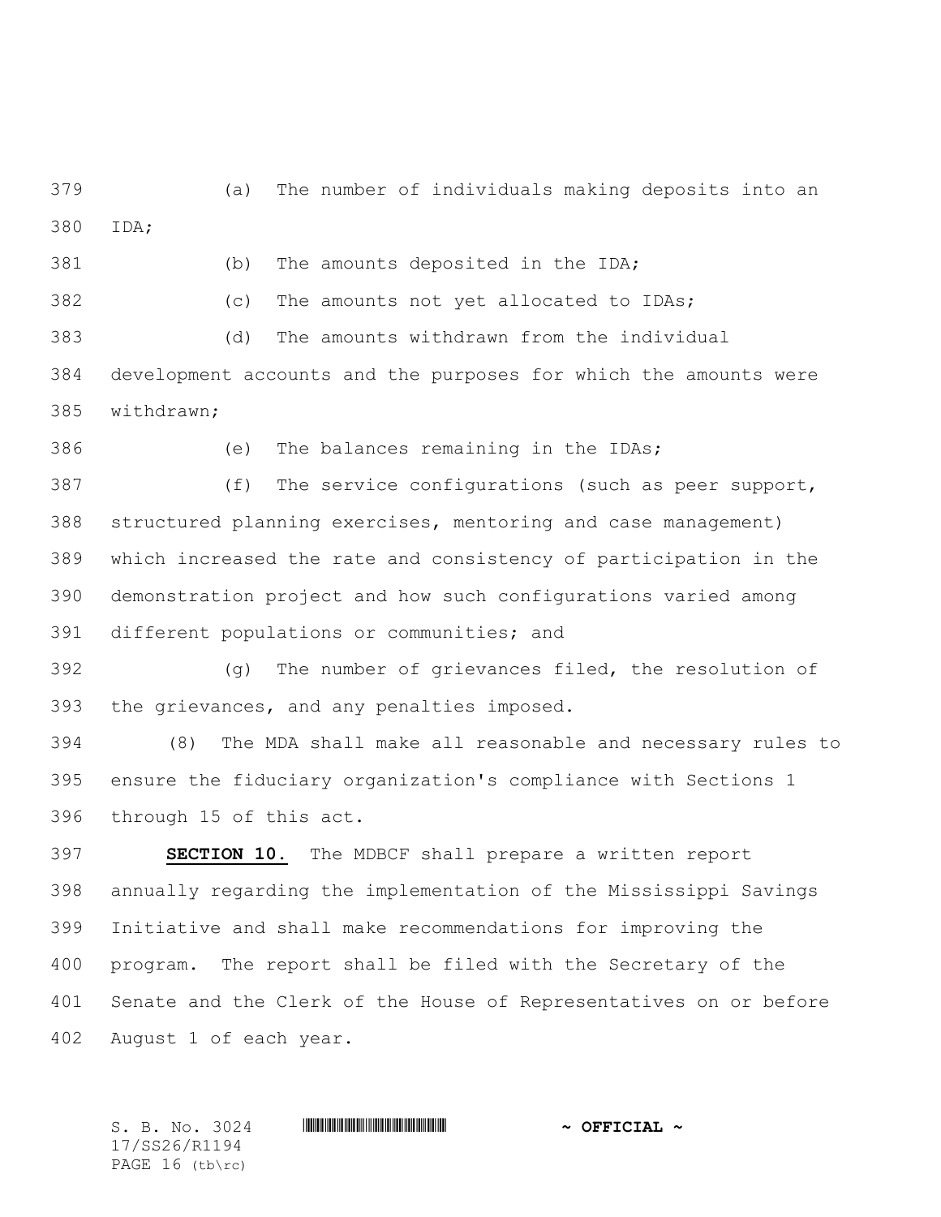(a) The number of individuals making deposits into an IDA;

(b) The amounts deposited in the IDA;

(c) The amounts not yet allocated to IDAs;

(d) The amounts withdrawn from the individual development accounts and the purposes for which the amounts were withdrawn;

(e) The balances remaining in the IDAs;

(f) The service configurations (such as peer support, structured planning exercises, mentoring and case management) which increased the rate and consistency of participation in the demonstration project and how such configurations varied among different populations or communities; and

(g) The number of grievances filed, the resolution of the grievances, and any penalties imposed.

(8) The MDA shall make all reasonable and necessary rules to ensure the fiduciary organization's compliance with Sections 1 through 15 of this act.

**SECTION 10.** The MDBCF shall prepare a written report annually regarding the implementation of the Mississippi Savings Initiative and shall make recommendations for improving the program. The report shall be filed with the Secretary of the Senate and the Clerk of the House of Representatives on or before August 1 of each year.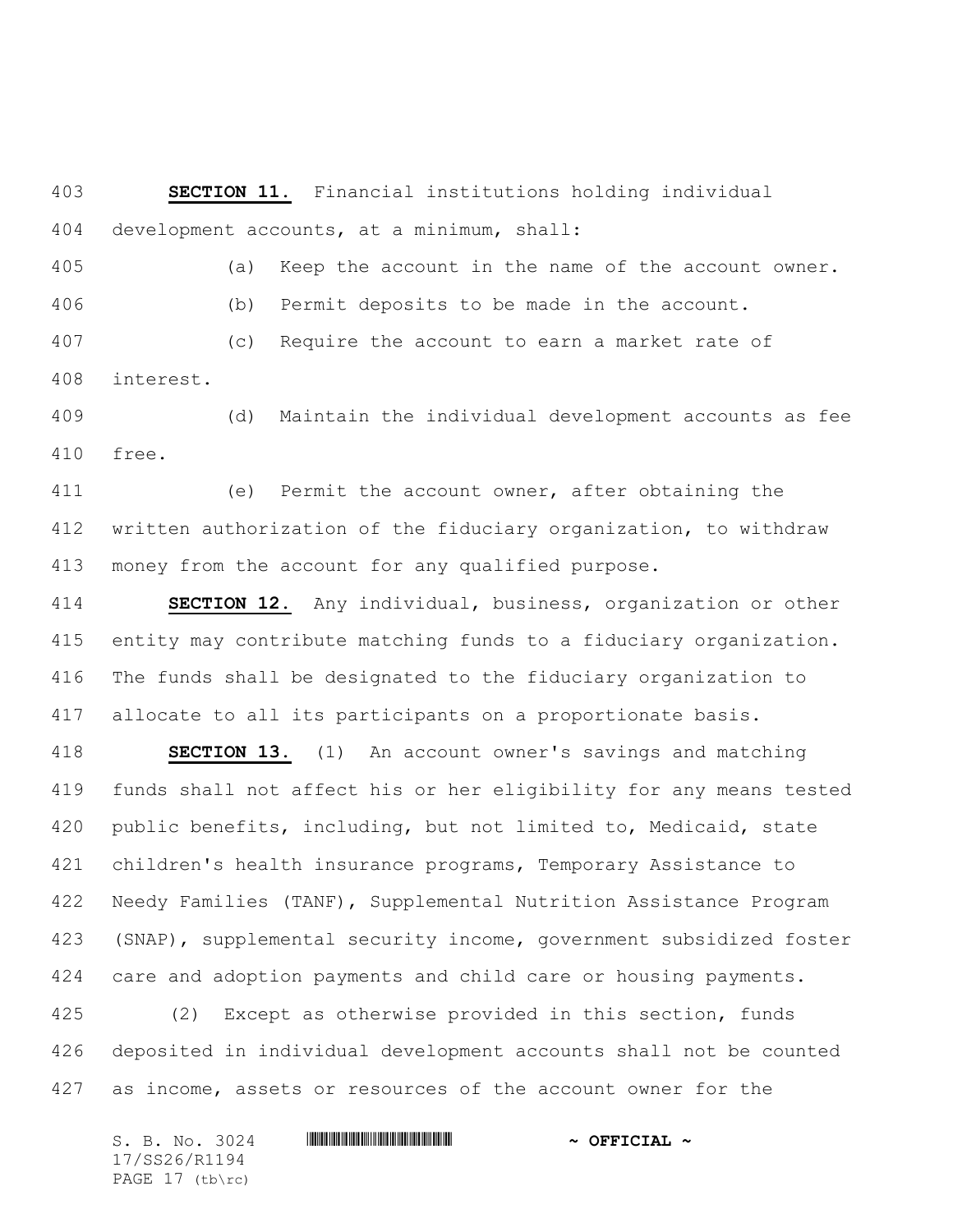**SECTION 11.** Financial institutions holding individual development accounts, at a minimum, shall:

(a) Keep the account in the name of the account owner.

(b) Permit deposits to be made in the account.

(c) Require the account to earn a market rate of interest.

(d) Maintain the individual development accounts as fee free.

(e) Permit the account owner, after obtaining the written authorization of the fiduciary organization, to withdraw money from the account for any qualified purpose.

**SECTION 12.** Any individual, business, organization or other entity may contribute matching funds to a fiduciary organization. The funds shall be designated to the fiduciary organization to allocate to all its participants on a proportionate basis.

**SECTION 13.** (1) An account owner's savings and matching funds shall not affect his or her eligibility for any means tested public benefits, including, but not limited to, Medicaid, state children's health insurance programs, Temporary Assistance to Needy Families (TANF), Supplemental Nutrition Assistance Program (SNAP), supplemental security income, government subsidized foster care and adoption payments and child care or housing payments.

(2) Except as otherwise provided in this section, funds deposited in individual development accounts shall not be counted as income, assets or resources of the account owner for the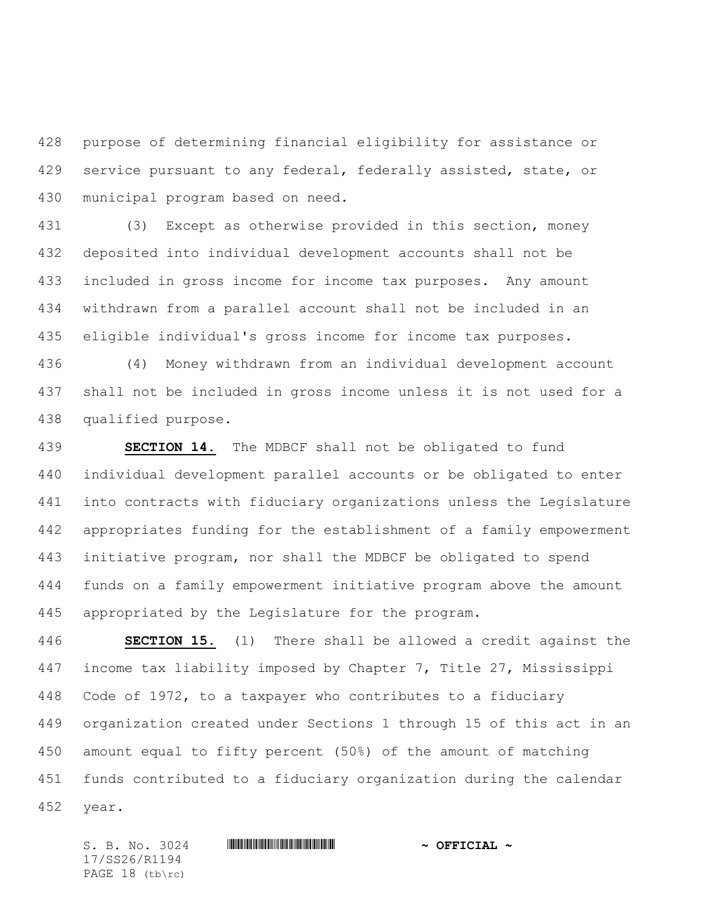purpose of determining financial eligibility for assistance or service pursuant to any federal, federally assisted, state, or municipal program based on need.

(3) Except as otherwise provided in this section, money deposited into individual development accounts shall not be included in gross income for income tax purposes. Any amount withdrawn from a parallel account shall not be included in an eligible individual's gross income for income tax purposes.

(4) Money withdrawn from an individual development account shall not be included in gross income unless it is not used for a qualified purpose.

**SECTION 14.** The MDBCF shall not be obligated to fund individual development parallel accounts or be obligated to enter into contracts with fiduciary organizations unless the Legislature appropriates funding for the establishment of a family empowerment initiative program, nor shall the MDBCF be obligated to spend funds on a family empowerment initiative program above the amount appropriated by the Legislature for the program.

**SECTION 15.** (1) There shall be allowed a credit against the income tax liability imposed by Chapter 7, Title 27, Mississippi Code of 1972, to a taxpayer who contributes to a fiduciary organization created under Sections 1 through 15 of this act in an amount equal to fifty percent (50%) of the amount of matching funds contributed to a fiduciary organization during the calendar year.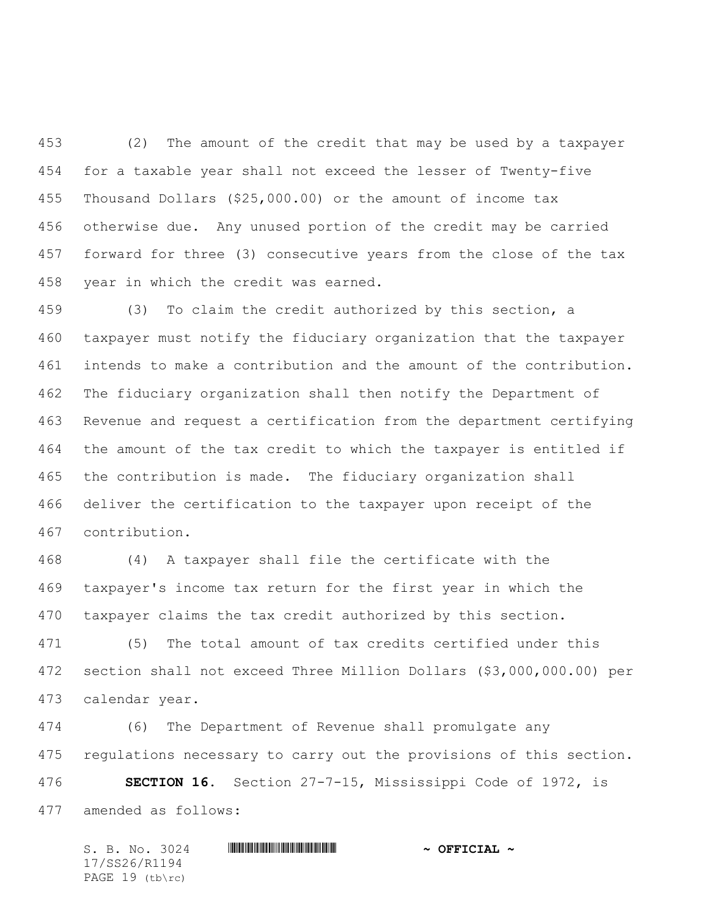(2) The amount of the credit that may be used by a taxpayer for a taxable year shall not exceed the lesser of Twenty-five Thousand Dollars ($25,000.00) or the amount of income tax otherwise due. Any unused portion of the credit may be carried forward for three (3) consecutive years from the close of the tax year in which the credit was earned.

(3) To claim the credit authorized by this section, a taxpayer must notify the fiduciary organization that the taxpayer intends to make a contribution and the amount of the contribution. The fiduciary organization shall then notify the Department of Revenue and request a certification from the department certifying the amount of the tax credit to which the taxpayer is entitled if the contribution is made. The fiduciary organization shall deliver the certification to the taxpayer upon receipt of the contribution.

(4) A taxpayer shall file the certificate with the taxpayer's income tax return for the first year in which the taxpayer claims the tax credit authorized by this section.

(5) The total amount of tax credits certified under this section shall not exceed Three Million Dollars ($3,000,000.00) per calendar year.

(6) The Department of Revenue shall promulgate any regulations necessary to carry out the provisions of this section.

**SECTION 16.** Section 27-7-15, Mississippi Code of 1972, is amended as follows: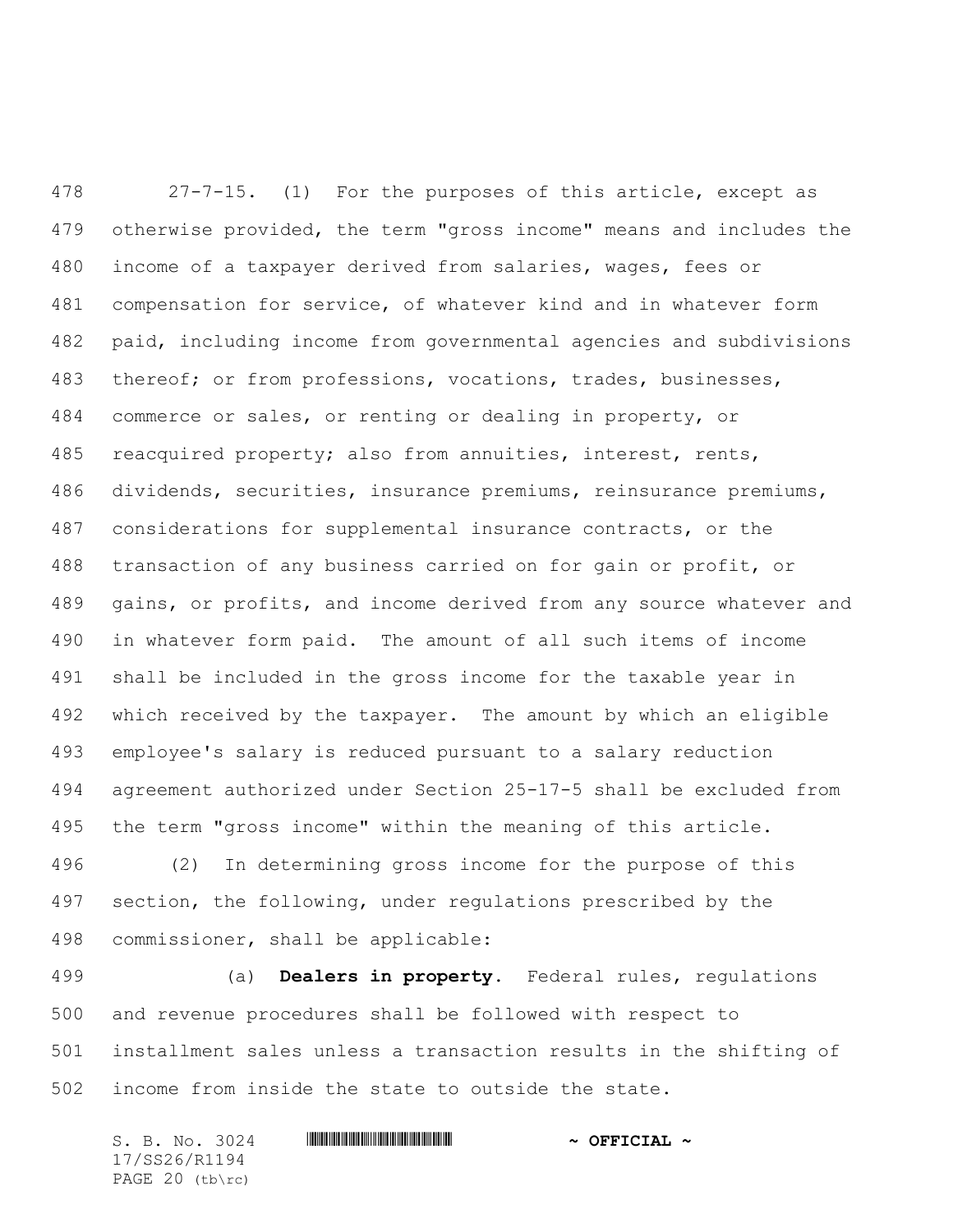27-7-15. (1) For the purposes of this article, except as otherwise provided, the term "gross income" means and includes the income of a taxpayer derived from salaries, wages, fees or compensation for service, of whatever kind and in whatever form paid, including income from governmental agencies and subdivisions thereof; or from professions, vocations, trades, businesses, commerce or sales, or renting or dealing in property, or reacquired property; also from annuities, interest, rents, dividends, securities, insurance premiums, reinsurance premiums, considerations for supplemental insurance contracts, or the transaction of any business carried on for gain or profit, or gains, or profits, and income derived from any source whatever and in whatever form paid. The amount of all such items of income shall be included in the gross income for the taxable year in which received by the taxpayer. The amount by which an eligible employee's salary is reduced pursuant to a salary reduction agreement authorized under Section 25-17-5 shall be excluded from the term "gross income" within the meaning of this article.

(2) In determining gross income for the purpose of this section, the following, under regulations prescribed by the commissioner, shall be applicable:

(a) **Dealers in property.** Federal rules, regulations and revenue procedures shall be followed with respect to installment sales unless a transaction results in the shifting of income from inside the state to outside the state.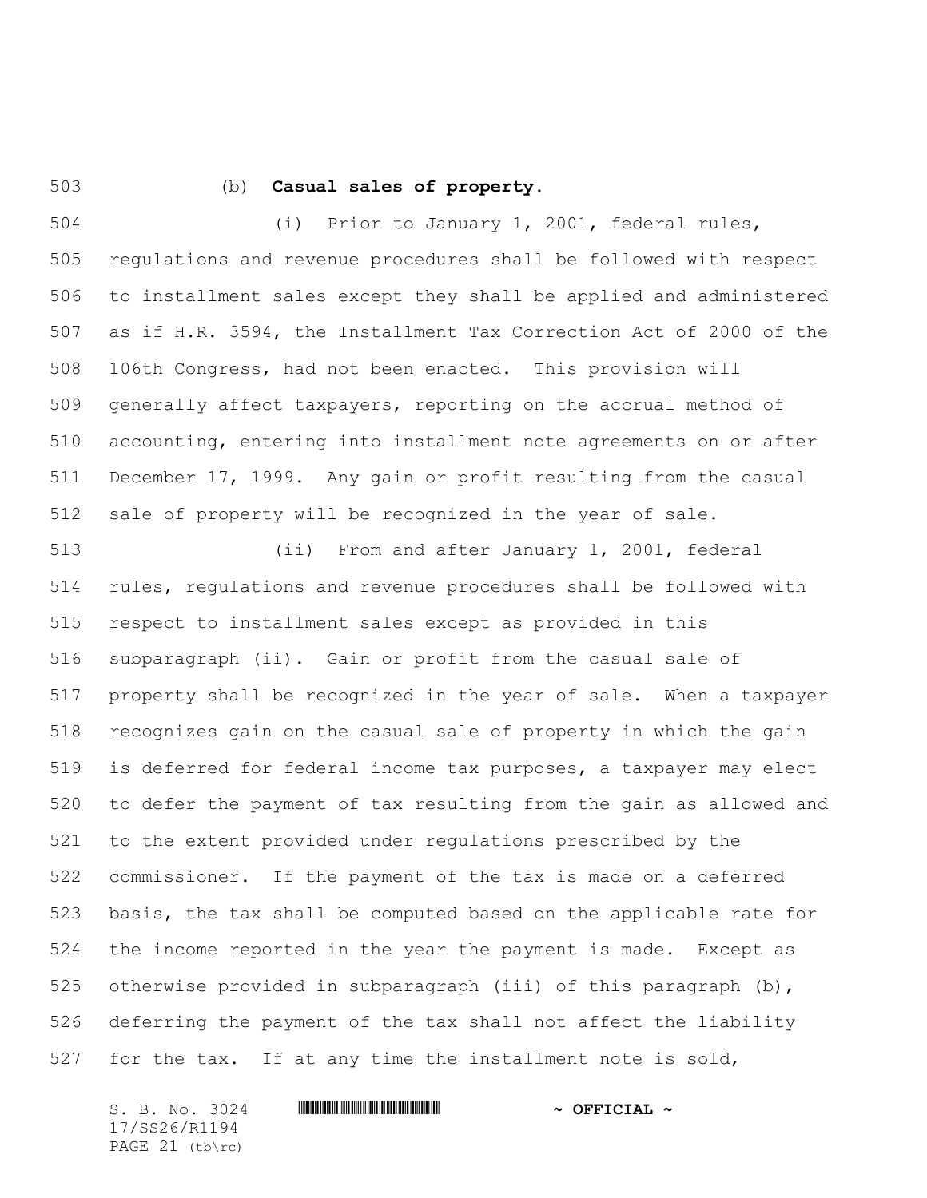(b) **Casual sales of property.**

(i) Prior to January 1, 2001, federal rules, regulations and revenue procedures shall be followed with respect to installment sales except they shall be applied and administered as if H.R. 3594, the Installment Tax Correction Act of 2000 of the 106th Congress, had not been enacted. This provision will generally affect taxpayers, reporting on the accrual method of accounting, entering into installment note agreements on or after December 17, 1999. Any gain or profit resulting from the casual sale of property will be recognized in the year of sale.

(ii) From and after January 1, 2001, federal rules, regulations and revenue procedures shall be followed with respect to installment sales except as provided in this subparagraph (ii). Gain or profit from the casual sale of property shall be recognized in the year of sale. When a taxpayer recognizes gain on the casual sale of property in which the gain is deferred for federal income tax purposes, a taxpayer may elect to defer the payment of tax resulting from the gain as allowed and to the extent provided under regulations prescribed by the commissioner. If the payment of the tax is made on a deferred basis, the tax shall be computed based on the applicable rate for the income reported in the year the payment is made. Except as otherwise provided in subparagraph (iii) of this paragraph (b), deferring the payment of the tax shall not affect the liability for the tax. If at any time the installment note is sold,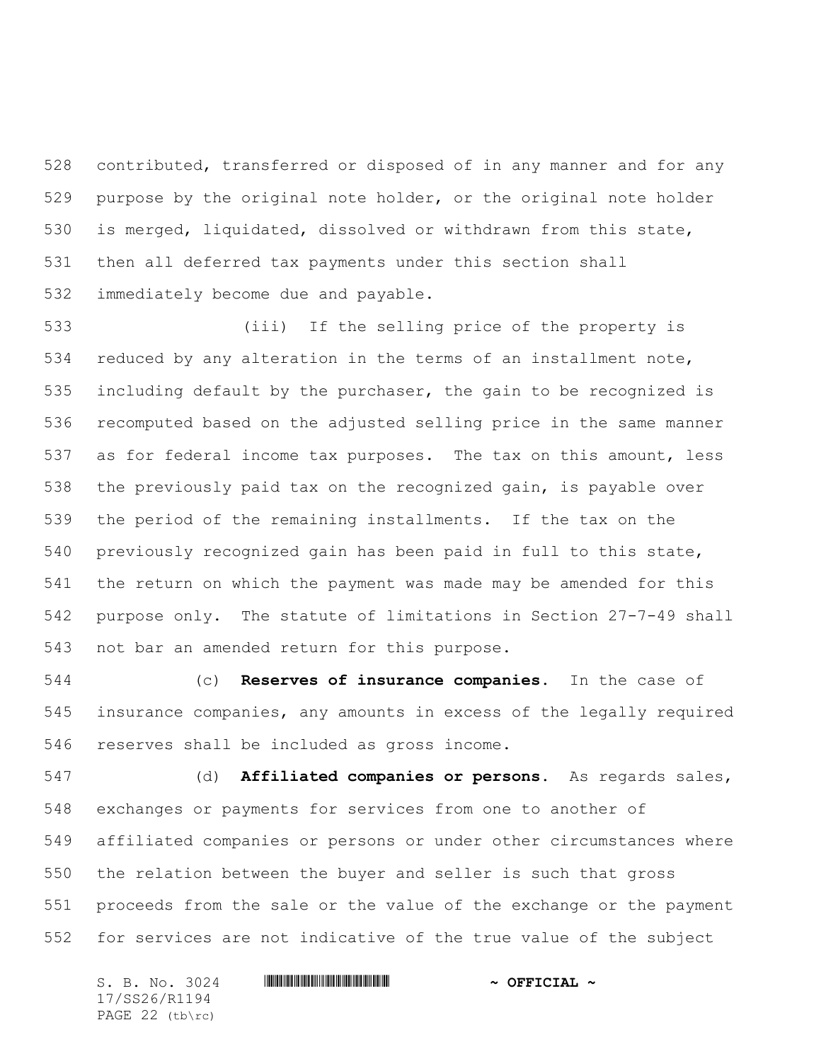contributed, transferred or disposed of in any manner and for any purpose by the original note holder, or the original note holder is merged, liquidated, dissolved or withdrawn from this state, then all deferred tax payments under this section shall immediately become due and payable.

(iii) If the selling price of the property is reduced by any alteration in the terms of an installment note, including default by the purchaser, the gain to be recognized is recomputed based on the adjusted selling price in the same manner as for federal income tax purposes. The tax on this amount, less the previously paid tax on the recognized gain, is payable over the period of the remaining installments. If the tax on the previously recognized gain has been paid in full to this state, the return on which the payment was made may be amended for this purpose only. The statute of limitations in Section 27-7-49 shall not bar an amended return for this purpose.

(c) **Reserves of insurance companies.** In the case of insurance companies, any amounts in excess of the legally required reserves shall be included as gross income.

(d) **Affiliated companies or persons.** As regards sales, exchanges or payments for services from one to another of affiliated companies or persons or under other circumstances where the relation between the buyer and seller is such that gross proceeds from the sale or the value of the exchange or the payment for services are not indicative of the true value of the subject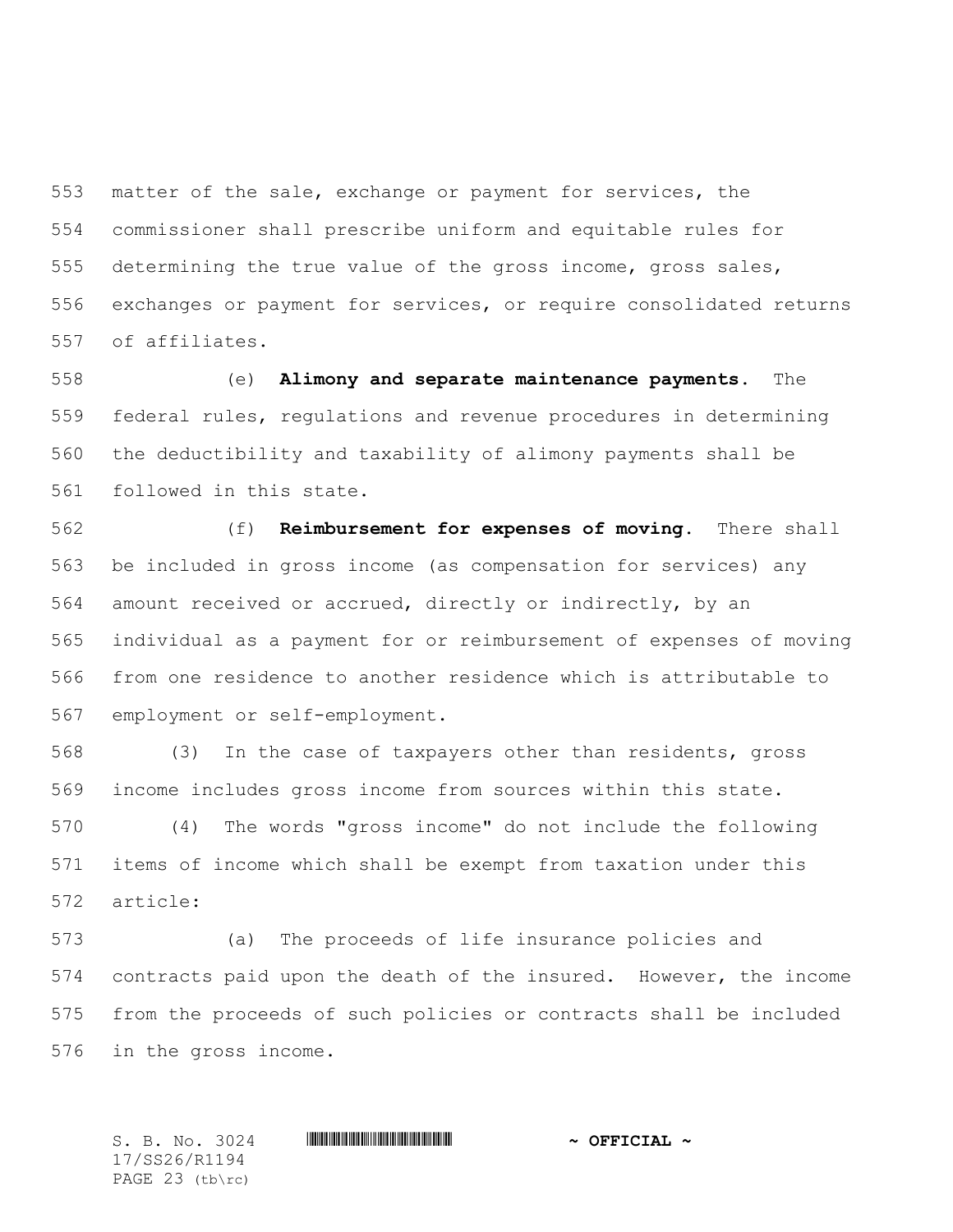matter of the sale, exchange or payment for services, the commissioner shall prescribe uniform and equitable rules for determining the true value of the gross income, gross sales, exchanges or payment for services, or require consolidated returns of affiliates.

(e) **Alimony and separate maintenance payments.** The federal rules, regulations and revenue procedures in determining the deductibility and taxability of alimony payments shall be followed in this state.

(f) **Reimbursement for expenses of moving.** There shall be included in gross income (as compensation for services) any amount received or accrued, directly or indirectly, by an individual as a payment for or reimbursement of expenses of moving from one residence to another residence which is attributable to employment or self-employment.

(3) In the case of taxpayers other than residents, gross income includes gross income from sources within this state.

(4) The words "gross income" do not include the following items of income which shall be exempt from taxation under this article:

(a) The proceeds of life insurance policies and contracts paid upon the death of the insured. However, the income from the proceeds of such policies or contracts shall be included in the gross income.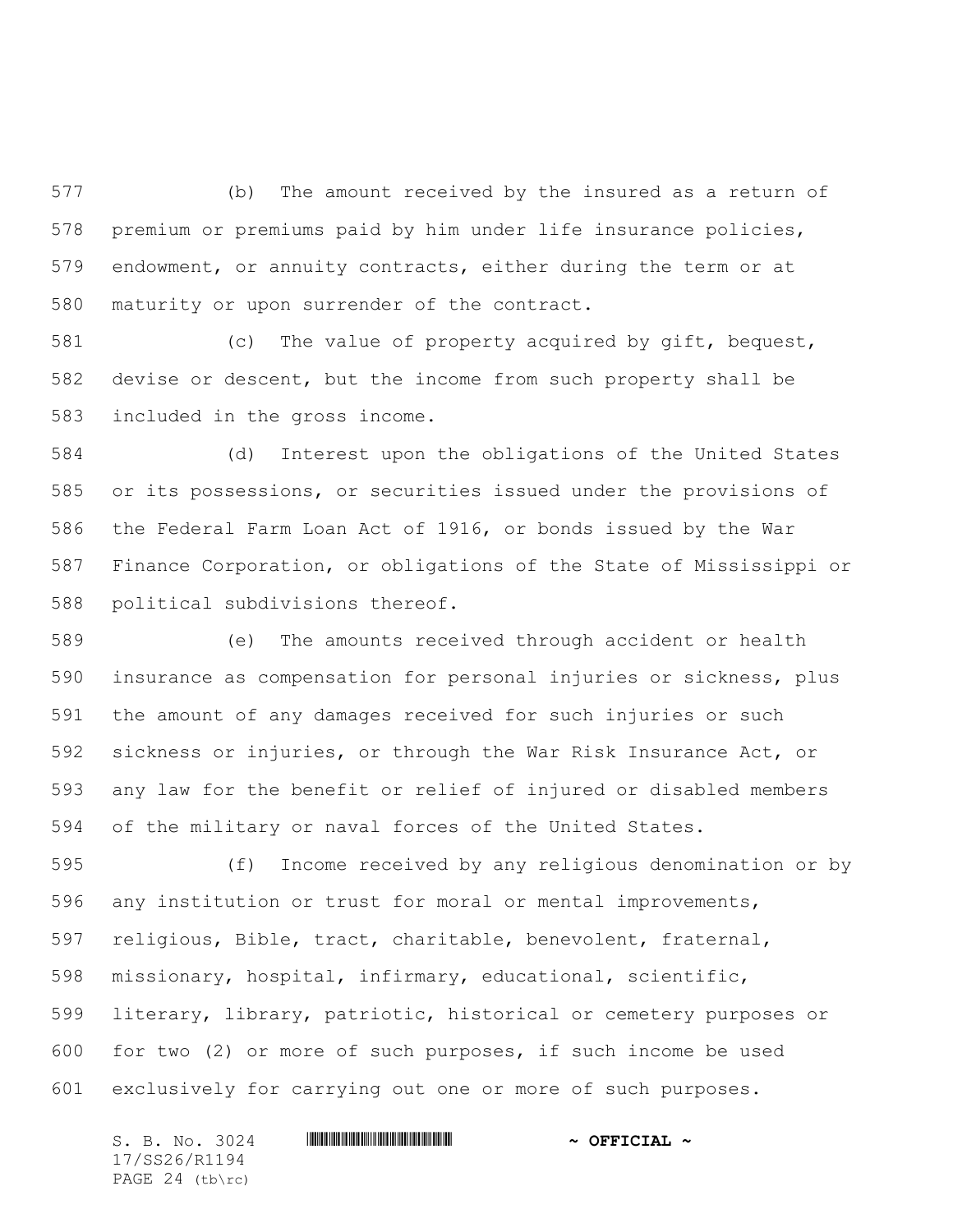(b) The amount received by the insured as a return of premium or premiums paid by him under life insurance policies, endowment, or annuity contracts, either during the term or at maturity or upon surrender of the contract.

(c) The value of property acquired by gift, bequest, devise or descent, but the income from such property shall be included in the gross income.

(d) Interest upon the obligations of the United States or its possessions, or securities issued under the provisions of the Federal Farm Loan Act of 1916, or bonds issued by the War Finance Corporation, or obligations of the State of Mississippi or political subdivisions thereof.

(e) The amounts received through accident or health insurance as compensation for personal injuries or sickness, plus the amount of any damages received for such injuries or such sickness or injuries, or through the War Risk Insurance Act, or any law for the benefit or relief of injured or disabled members of the military or naval forces of the United States.

(f) Income received by any religious denomination or by any institution or trust for moral or mental improvements, religious, Bible, tract, charitable, benevolent, fraternal, missionary, hospital, infirmary, educational, scientific, literary, library, patriotic, historical or cemetery purposes or for two (2) or more of such purposes, if such income be used exclusively for carrying out one or more of such purposes.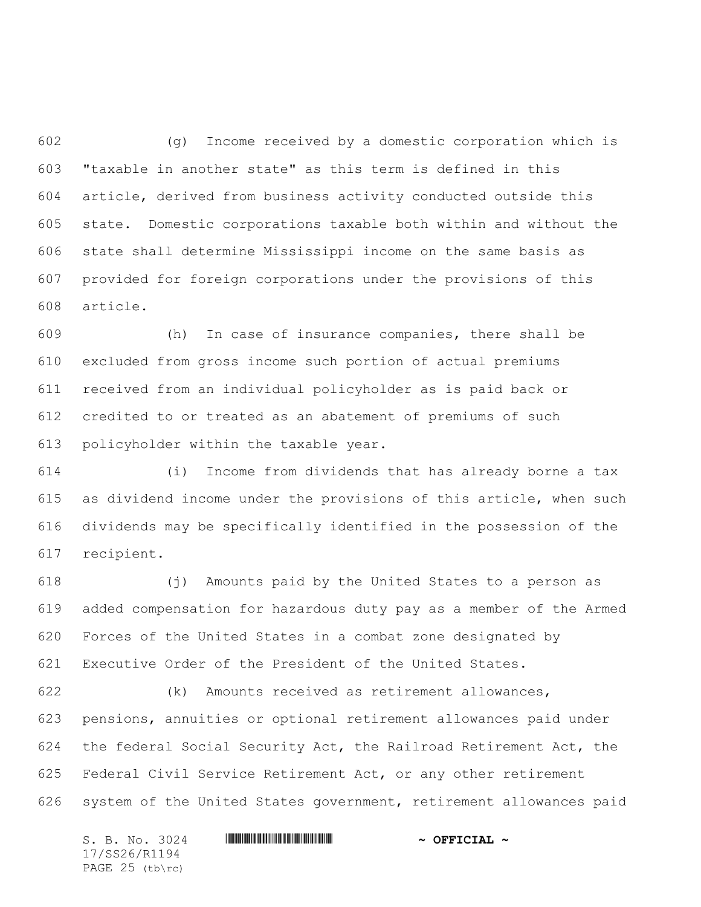(g) Income received by a domestic corporation which is "taxable in another state" as this term is defined in this article, derived from business activity conducted outside this state. Domestic corporations taxable both within and without the state shall determine Mississippi income on the same basis as provided for foreign corporations under the provisions of this article.

(h) In case of insurance companies, there shall be excluded from gross income such portion of actual premiums received from an individual policyholder as is paid back or credited to or treated as an abatement of premiums of such policyholder within the taxable year.

(i) Income from dividends that has already borne a tax as dividend income under the provisions of this article, when such dividends may be specifically identified in the possession of the recipient.

(j) Amounts paid by the United States to a person as added compensation for hazardous duty pay as a member of the Armed Forces of the United States in a combat zone designated by Executive Order of the President of the United States.

(k) Amounts received as retirement allowances, pensions, annuities or optional retirement allowances paid under the federal Social Security Act, the Railroad Retirement Act, the Federal Civil Service Retirement Act, or any other retirement system of the United States government, retirement allowances paid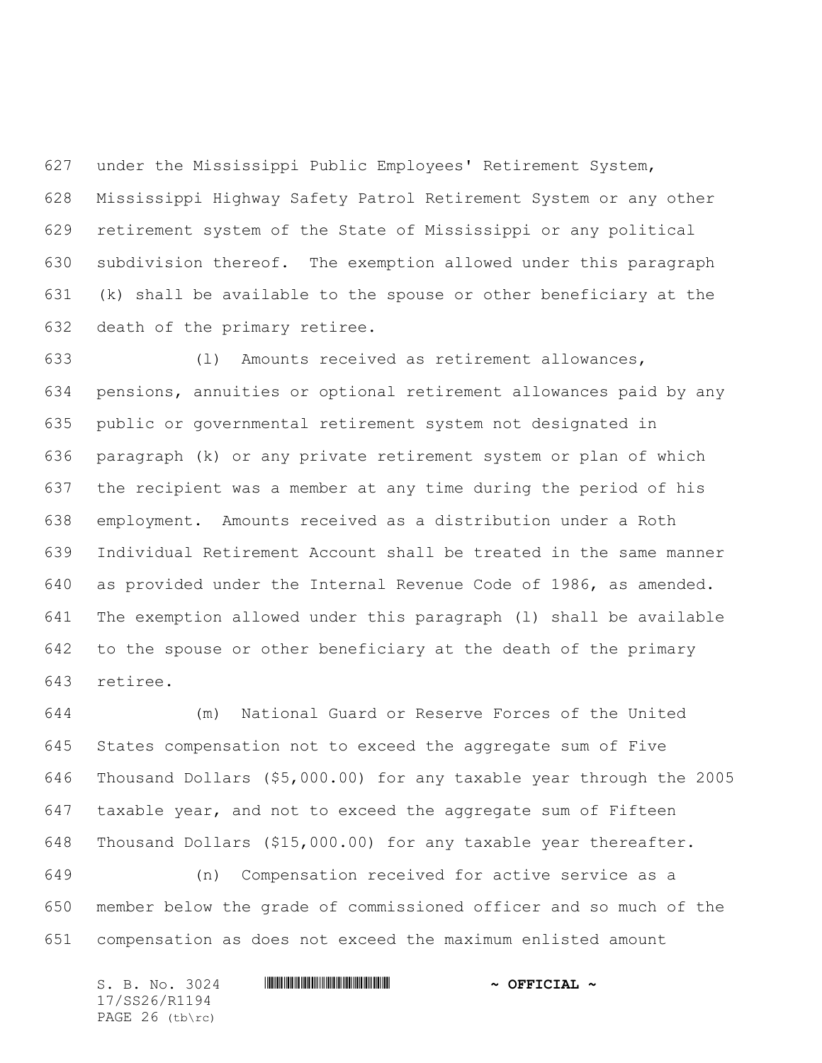under the Mississippi Public Employees' Retirement System, Mississippi Highway Safety Patrol Retirement System or any other retirement system of the State of Mississippi or any political subdivision thereof. The exemption allowed under this paragraph (k) shall be available to the spouse or other beneficiary at the death of the primary retiree.

(l) Amounts received as retirement allowances, pensions, annuities or optional retirement allowances paid by any public or governmental retirement system not designated in paragraph (k) or any private retirement system or plan of which the recipient was a member at any time during the period of his employment. Amounts received as a distribution under a Roth Individual Retirement Account shall be treated in the same manner as provided under the Internal Revenue Code of 1986, as amended. The exemption allowed under this paragraph (l) shall be available to the spouse or other beneficiary at the death of the primary retiree.

(m) National Guard or Reserve Forces of the United States compensation not to exceed the aggregate sum of Five Thousand Dollars ($5,000.00) for any taxable year through the 2005 taxable year, and not to exceed the aggregate sum of Fifteen Thousand Dollars ($15,000.00) for any taxable year thereafter.

(n) Compensation received for active service as a member below the grade of commissioned officer and so much of the compensation as does not exceed the maximum enlisted amount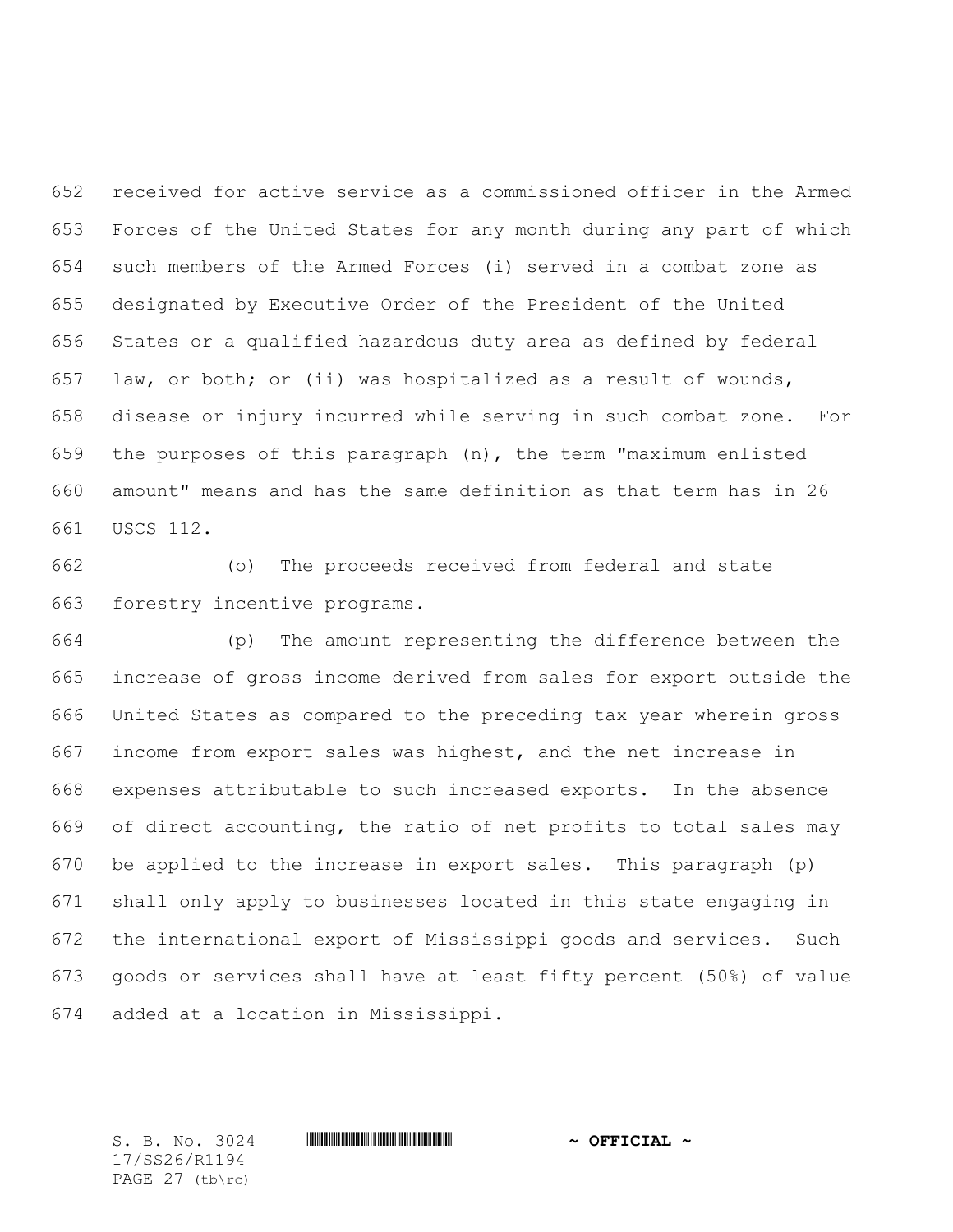received for active service as a commissioned officer in the Armed Forces of the United States for any month during any part of which such members of the Armed Forces (i) served in a combat zone as designated by Executive Order of the President of the United States or a qualified hazardous duty area as defined by federal law, or both; or (ii) was hospitalized as a result of wounds, disease or injury incurred while serving in such combat zone. For the purposes of this paragraph (n), the term "maximum enlisted amount" means and has the same definition as that term has in 26 USCS 112.

(o) The proceeds received from federal and state forestry incentive programs.

(p) The amount representing the difference between the increase of gross income derived from sales for export outside the United States as compared to the preceding tax year wherein gross income from export sales was highest, and the net increase in expenses attributable to such increased exports. In the absence of direct accounting, the ratio of net profits to total sales may be applied to the increase in export sales. This paragraph (p) shall only apply to businesses located in this state engaging in the international export of Mississippi goods and services. Such goods or services shall have at least fifty percent (50%) of value added at a location in Mississippi.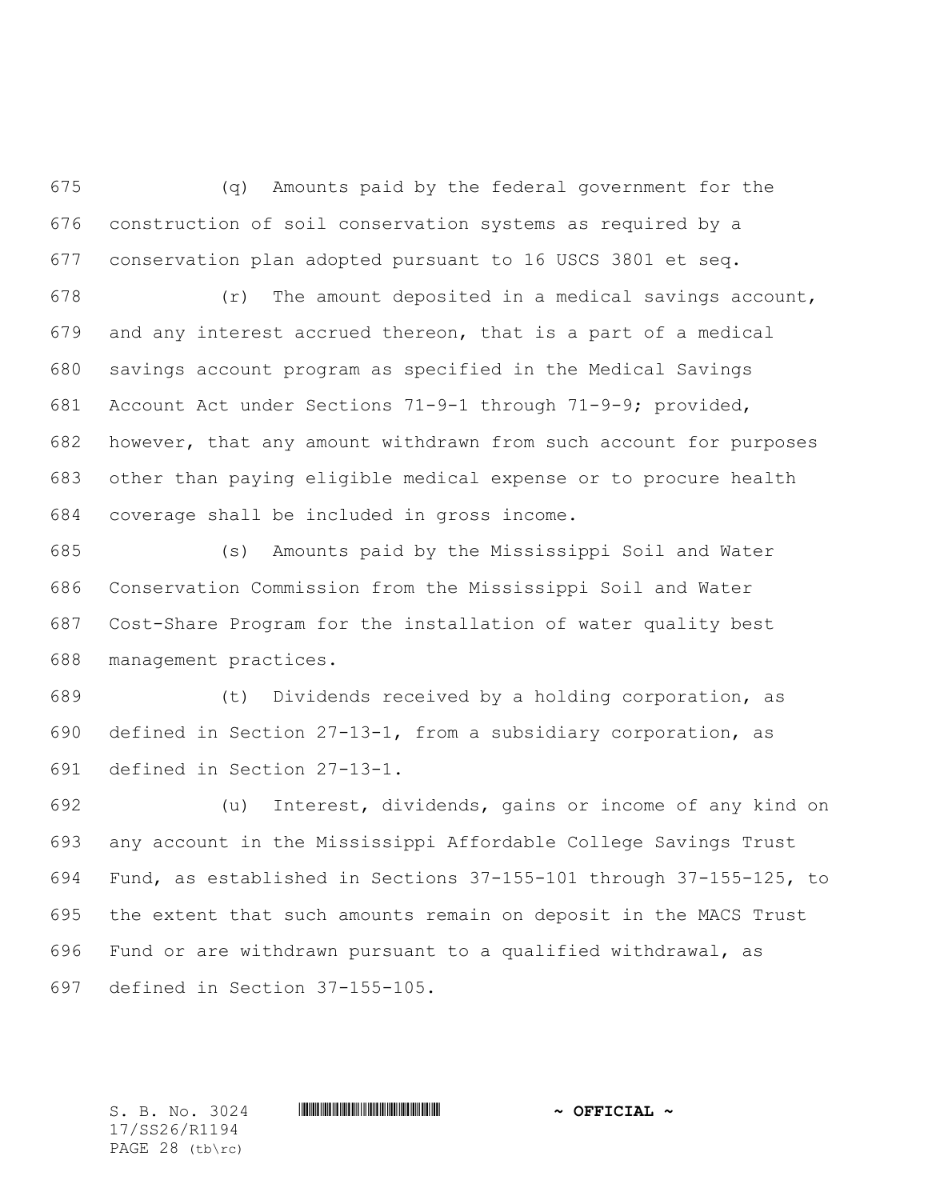(q) Amounts paid by the federal government for the construction of soil conservation systems as required by a conservation plan adopted pursuant to 16 USCS 3801 et seq.

(r) The amount deposited in a medical savings account, and any interest accrued thereon, that is a part of a medical savings account program as specified in the Medical Savings Account Act under Sections 71-9-1 through 71-9-9; provided, however, that any amount withdrawn from such account for purposes other than paying eligible medical expense or to procure health coverage shall be included in gross income.

(s) Amounts paid by the Mississippi Soil and Water Conservation Commission from the Mississippi Soil and Water Cost-Share Program for the installation of water quality best management practices.

(t) Dividends received by a holding corporation, as defined in Section 27-13-1, from a subsidiary corporation, as defined in Section 27-13-1.

(u) Interest, dividends, gains or income of any kind on any account in the Mississippi Affordable College Savings Trust Fund, as established in Sections 37-155-101 through 37-155-125, to the extent that such amounts remain on deposit in the MACS Trust Fund or are withdrawn pursuant to a qualified withdrawal, as defined in Section 37-155-105.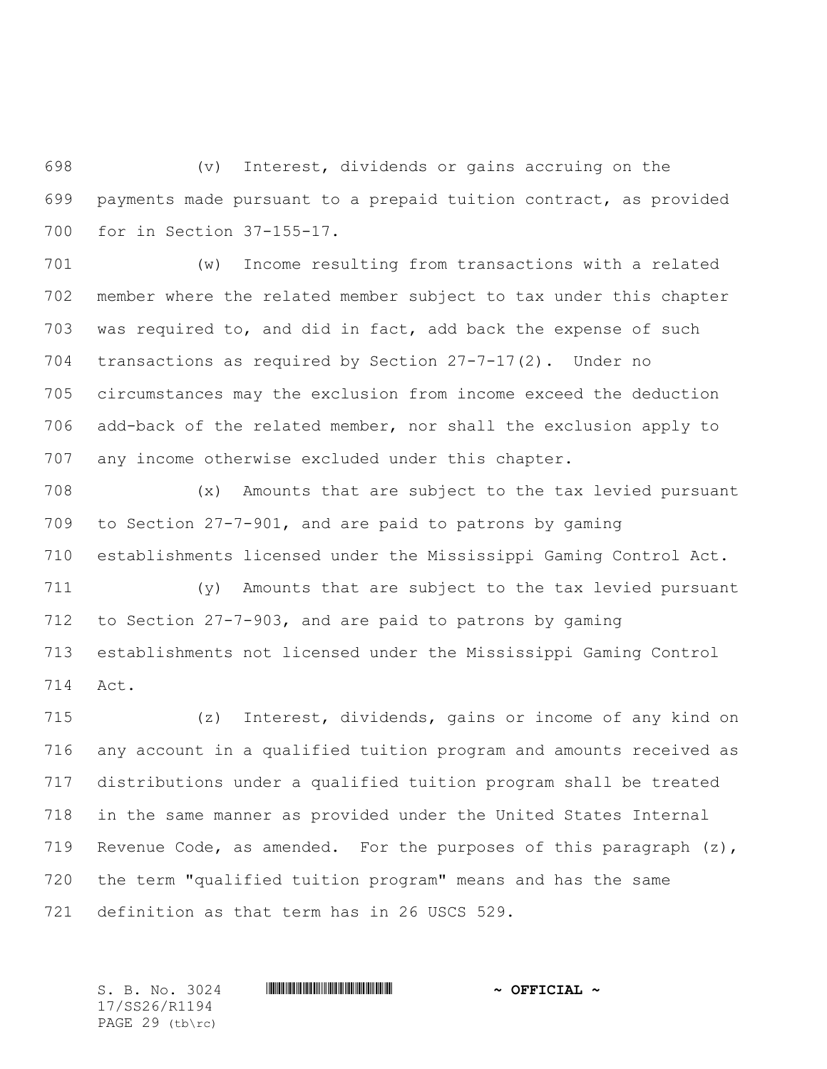(v) Interest, dividends or gains accruing on the payments made pursuant to a prepaid tuition contract, as provided for in Section 37-155-17.

(w) Income resulting from transactions with a related member where the related member subject to tax under this chapter was required to, and did in fact, add back the expense of such transactions as required by Section 27-7-17(2). Under no circumstances may the exclusion from income exceed the deduction add-back of the related member, nor shall the exclusion apply to any income otherwise excluded under this chapter.

(x) Amounts that are subject to the tax levied pursuant to Section 27-7-901, and are paid to patrons by gaming establishments licensed under the Mississippi Gaming Control Act.

(y) Amounts that are subject to the tax levied pursuant to Section 27-7-903, and are paid to patrons by gaming establishments not licensed under the Mississippi Gaming Control Act.

(z) Interest, dividends, gains or income of any kind on any account in a qualified tuition program and amounts received as distributions under a qualified tuition program shall be treated in the same manner as provided under the United States Internal Revenue Code, as amended. For the purposes of this paragraph (z), the term "qualified tuition program" means and has the same definition as that term has in 26 USCS 529.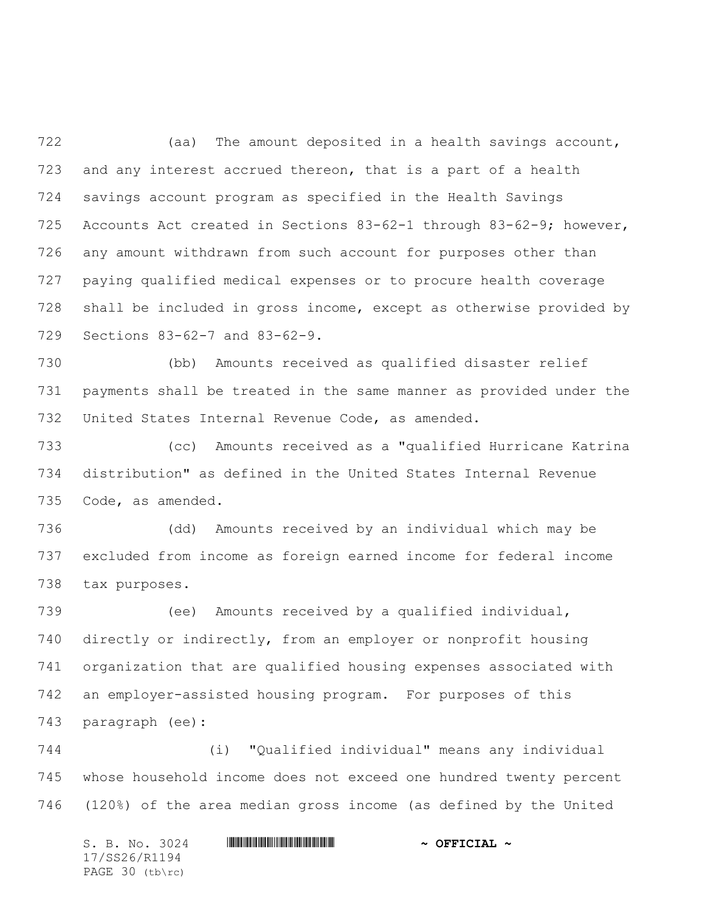(aa) The amount deposited in a health savings account, and any interest accrued thereon, that is a part of a health savings account program as specified in the Health Savings Accounts Act created in Sections 83-62-1 through 83-62-9; however, any amount withdrawn from such account for purposes other than paying qualified medical expenses or to procure health coverage shall be included in gross income, except as otherwise provided by Sections 83-62-7 and 83-62-9.

(bb) Amounts received as qualified disaster relief payments shall be treated in the same manner as provided under the United States Internal Revenue Code, as amended.

(cc) Amounts received as a "qualified Hurricane Katrina distribution" as defined in the United States Internal Revenue Code, as amended.

(dd) Amounts received by an individual which may be excluded from income as foreign earned income for federal income tax purposes.

(ee) Amounts received by a qualified individual, directly or indirectly, from an employer or nonprofit housing organization that are qualified housing expenses associated with an employer-assisted housing program. For purposes of this paragraph (ee):

(i) "Qualified individual" means any individual whose household income does not exceed one hundred twenty percent (120%) of the area median gross income (as defined by the United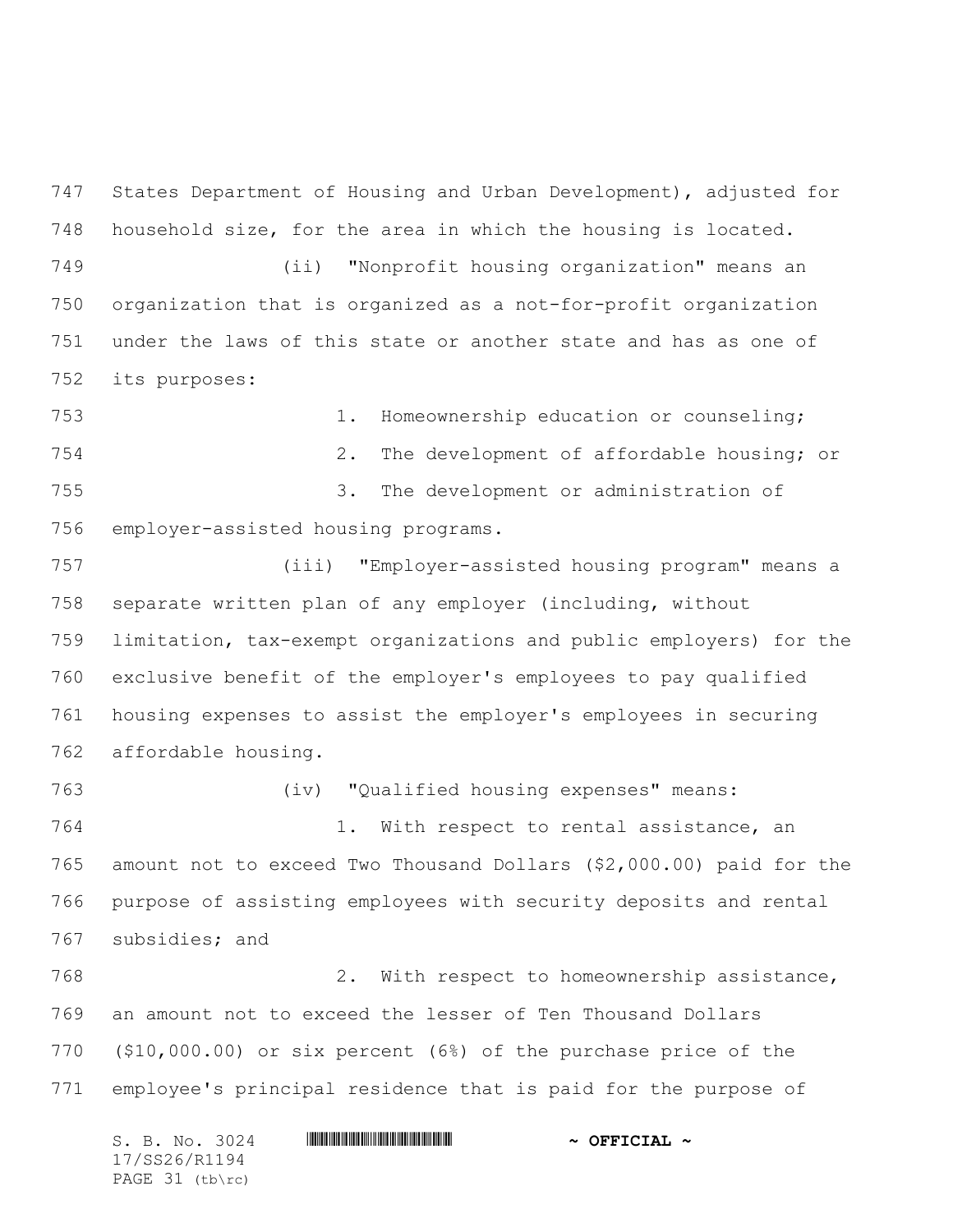States Department of Housing and Urban Development), adjusted for household size, for the area in which the housing is located.

(ii) "Nonprofit housing organization" means an organization that is organized as a not-for-profit organization under the laws of this state or another state and has as one of its purposes:

1. Homeownership education or counseling;

2. The development of affordable housing; or

3. The development or administration of employer-assisted housing programs.

(iii) "Employer-assisted housing program" means a separate written plan of any employer (including, without limitation, tax-exempt organizations and public employers) for the exclusive benefit of the employer's employees to pay qualified housing expenses to assist the employer's employees in securing affordable housing.

(iv) "Qualified housing expenses" means:

1. With respect to rental assistance, an amount not to exceed Two Thousand Dollars ($2,000.00) paid for the purpose of assisting employees with security deposits and rental subsidies; and

2. With respect to homeownership assistance, an amount not to exceed the lesser of Ten Thousand Dollars ($10,000.00) or six percent (6%) of the purchase price of the employee's principal residence that is paid for the purpose of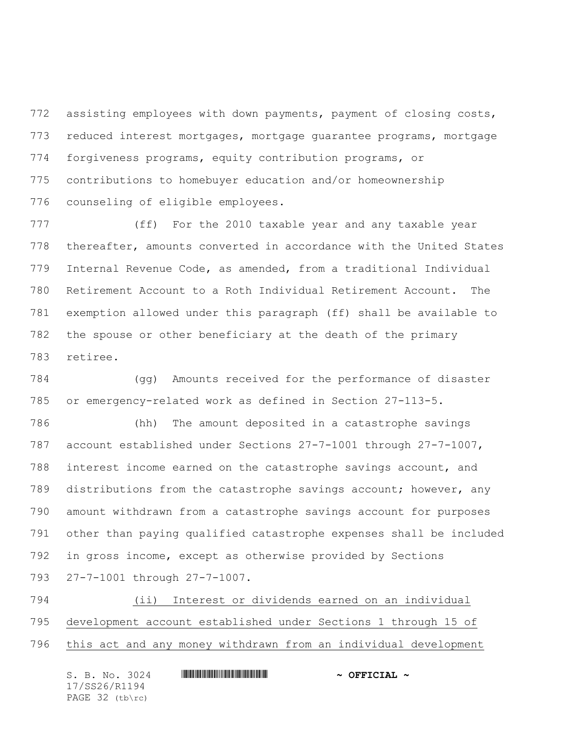assisting employees with down payments, payment of closing costs, reduced interest mortgages, mortgage guarantee programs, mortgage forgiveness programs, equity contribution programs, or contributions to homebuyer education and/or homeownership counseling of eligible employees.

(ff) For the 2010 taxable year and any taxable year thereafter, amounts converted in accordance with the United States Internal Revenue Code, as amended, from a traditional Individual Retirement Account to a Roth Individual Retirement Account. The exemption allowed under this paragraph (ff) shall be available to the spouse or other beneficiary at the death of the primary retiree.

(gg) Amounts received for the performance of disaster or emergency-related work as defined in Section 27-113-5.

(hh) The amount deposited in a catastrophe savings account established under Sections 27-7-1001 through 27-7-1007, interest income earned on the catastrophe savings account, and distributions from the catastrophe savings account; however, any amount withdrawn from a catastrophe savings account for purposes other than paying qualified catastrophe expenses shall be included in gross income, except as otherwise provided by Sections 27-7-1001 through 27-7-1007.

<u>(ii) Interest or dividends earned on an individual development account established under Sections 1 through 15 of this act and any money withdrawn from an individual development</u>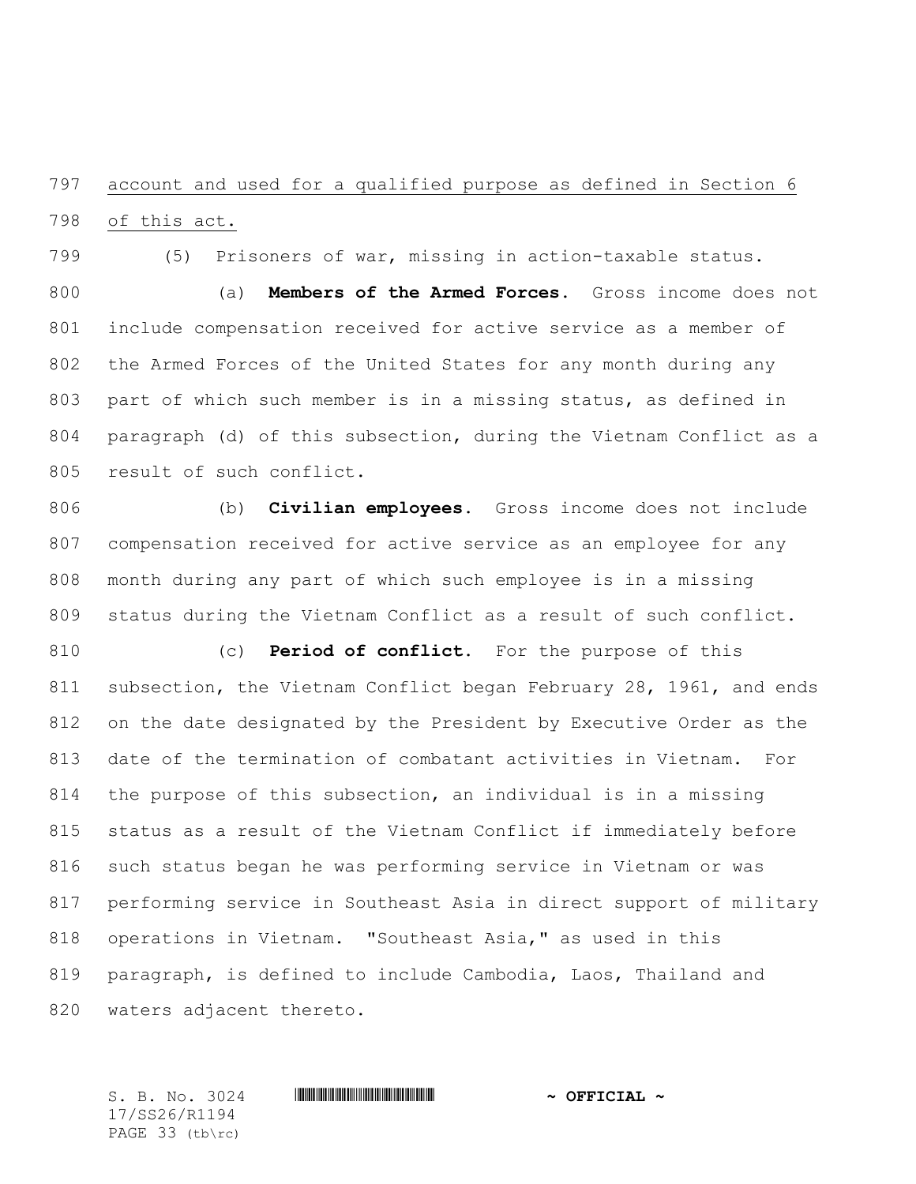account and used for a qualified purpose as defined in Section 6 of this act.

(5) Prisoners of war, missing in action-taxable status.

(a) **Members of the Armed Forces.** Gross income does not include compensation received for active service as a member of the Armed Forces of the United States for any month during any part of which such member is in a missing status, as defined in paragraph (d) of this subsection, during the Vietnam Conflict as a result of such conflict.

(b) **Civilian employees.** Gross income does not include compensation received for active service as an employee for any month during any part of which such employee is in a missing status during the Vietnam Conflict as a result of such conflict.

(c) **Period of conflict.** For the purpose of this subsection, the Vietnam Conflict began February 28, 1961, and ends on the date designated by the President by Executive Order as the date of the termination of combatant activities in Vietnam. For the purpose of this subsection, an individual is in a missing status as a result of the Vietnam Conflict if immediately before such status began he was performing service in Vietnam or was performing service in Southeast Asia in direct support of military operations in Vietnam. "Southeast Asia," as used in this paragraph, is defined to include Cambodia, Laos, Thailand and waters adjacent thereto.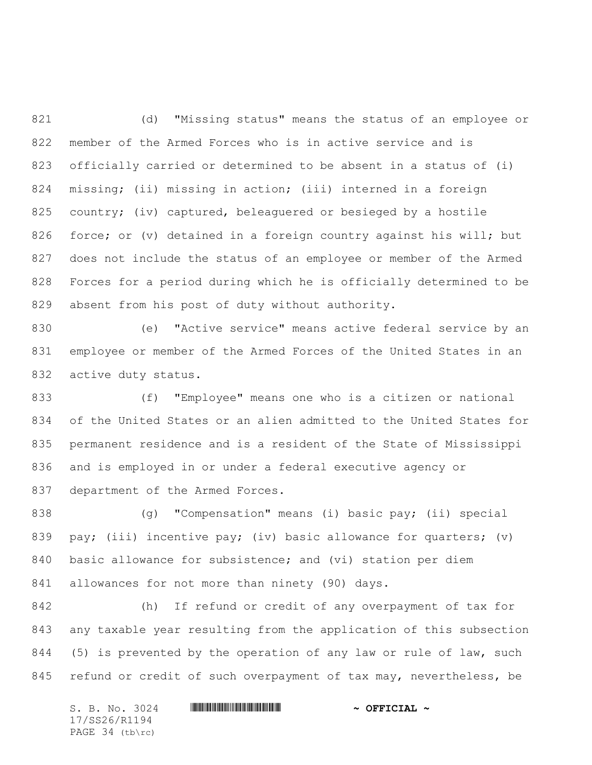(d) "Missing status" means the status of an employee or member of the Armed Forces who is in active service and is officially carried or determined to be absent in a status of (i) missing; (ii) missing in action; (iii) interned in a foreign country; (iv) captured, beleaguered or besieged by a hostile force; or (v) detained in a foreign country against his will; but does not include the status of an employee or member of the Armed Forces for a period during which he is officially determined to be absent from his post of duty without authority.

(e) "Active service" means active federal service by an employee or member of the Armed Forces of the United States in an active duty status.

(f) "Employee" means one who is a citizen or national of the United States or an alien admitted to the United States for permanent residence and is a resident of the State of Mississippi and is employed in or under a federal executive agency or department of the Armed Forces.

(g) "Compensation" means (i) basic pay; (ii) special pay; (iii) incentive pay; (iv) basic allowance for quarters; (v) basic allowance for subsistence; and (vi) station per diem allowances for not more than ninety (90) days.

(h) If refund or credit of any overpayment of tax for any taxable year resulting from the application of this subsection (5) is prevented by the operation of any law or rule of law, such refund or credit of such overpayment of tax may, nevertheless, be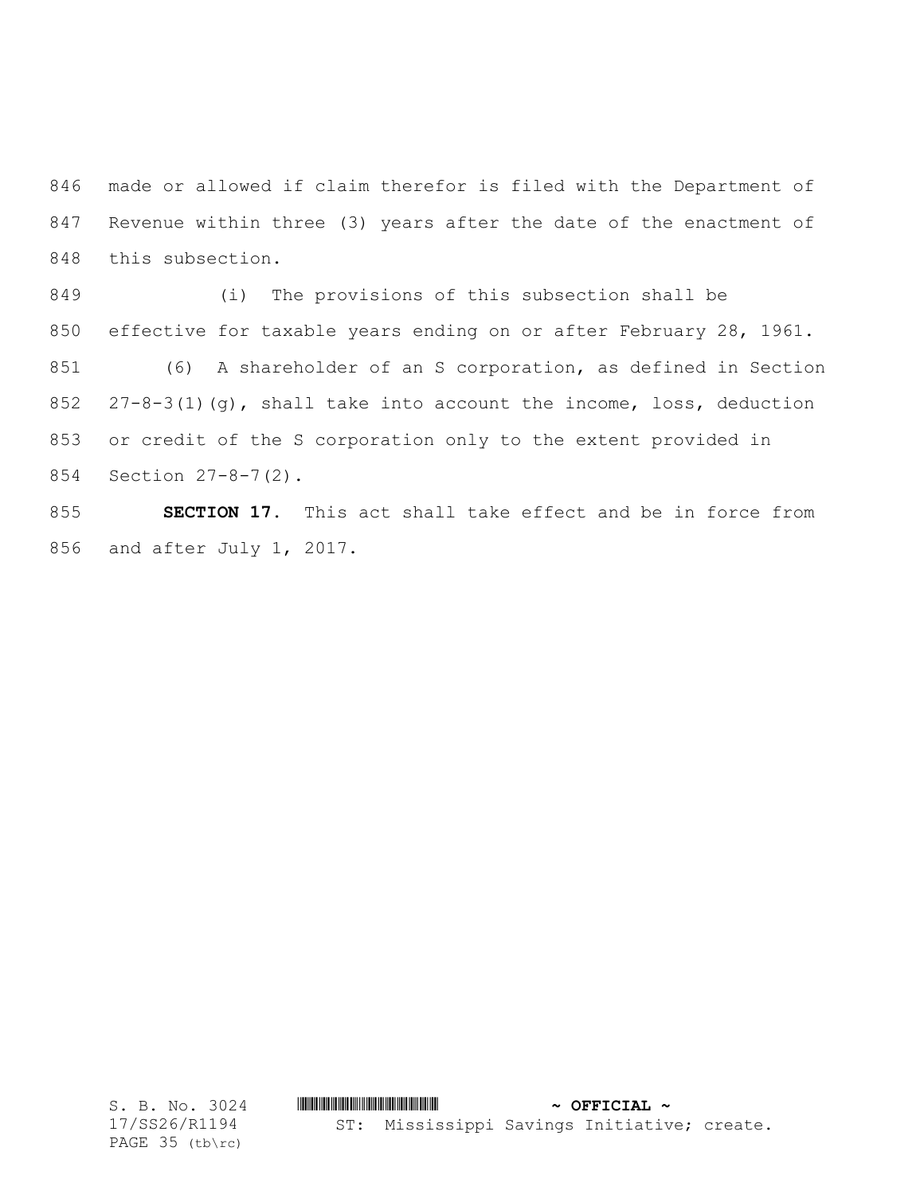made or allowed if claim therefor is filed with the Department of Revenue within three (3) years after the date of the enactment of this subsection.

(i) The provisions of this subsection shall be effective for taxable years ending on or after February 28, 1961.

(6) A shareholder of an S corporation, as defined in Section 27-8-3(1)(g), shall take into account the income, loss, deduction or credit of the S corporation only to the extent provided in Section 27-8-7(2).

**SECTION 17.** This act shall take effect and be in force from and after July 1, 2017.